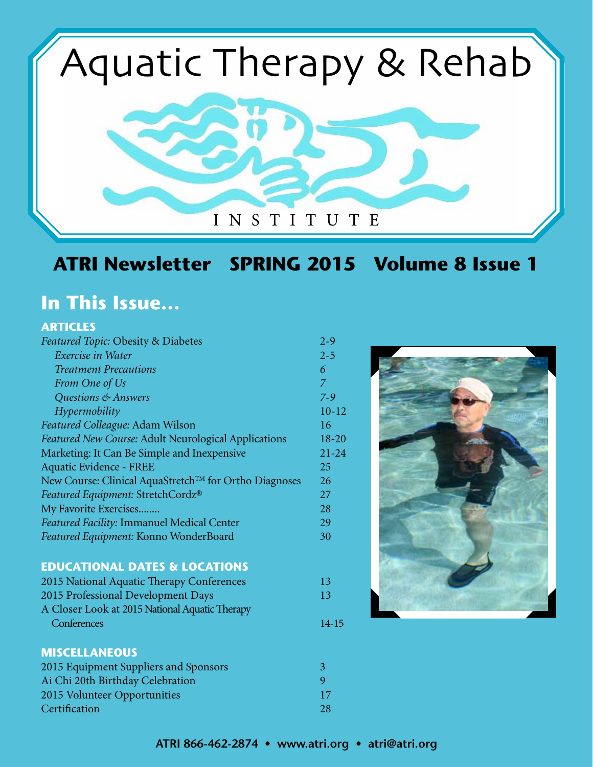# Aquatic Therapy & Rehab

INSTITUTE

## ATRI Newsletter SPRING 2015 Volume 8 Issue 1

## In This Issue...

### ARTICLES

| | |
|---|---|
| *Featured Topic:* Obesity & Diabetes | 2-9 |
| *Exercise in Water* | *2-5* |
| *Treatment Precautions* | *6* |
| *From One of Us* | *7* |
| *Questions & Answers* | *7-9* |
| *Hypermobility* | 10-12 |
| *Featured Colleague:* Adam Wilson | 16 |
| *Featured New Course:* Adult Neurological Applications | 18-20 |
| Marketing: It Can Be Simple and Inexpensive | 21-24 |
| Aquatic Evidence - FREE | 25 |
| New Course: Clinical AquaStretch™ for Ortho Diagnoses | 26 |
| *Featured Equipment:* StretchCordz® | 27 |
| My Favorite Exercises........ | 28 |
| *Featured Facility:* Immanuel Medical Center | 29 |
| *Featured Equipment:* Konno WonderBoard | 30 |

### EDUCATIONAL DATES & LOCATIONS

| | |
|---|---|
| 2015 National Aquatic Therapy Conferences | 13 |
| 2015 Professional Development Days | 13 |
| A Closer Look at 2015 National Aquatic Therapy Conferences | 14-15 |

### MISCELLANEOUS

| | |
|---|---|
| 2015 Equipment Suppliers and Sponsors | 3 |
| Ai Chi 20th Birthday Celebration | 9 |
| 2015 Volunteer Opportunities | 17 |
| Certification | 28 |

**ATRI 866-462-2874 • www.atri.org • atri@atri.org**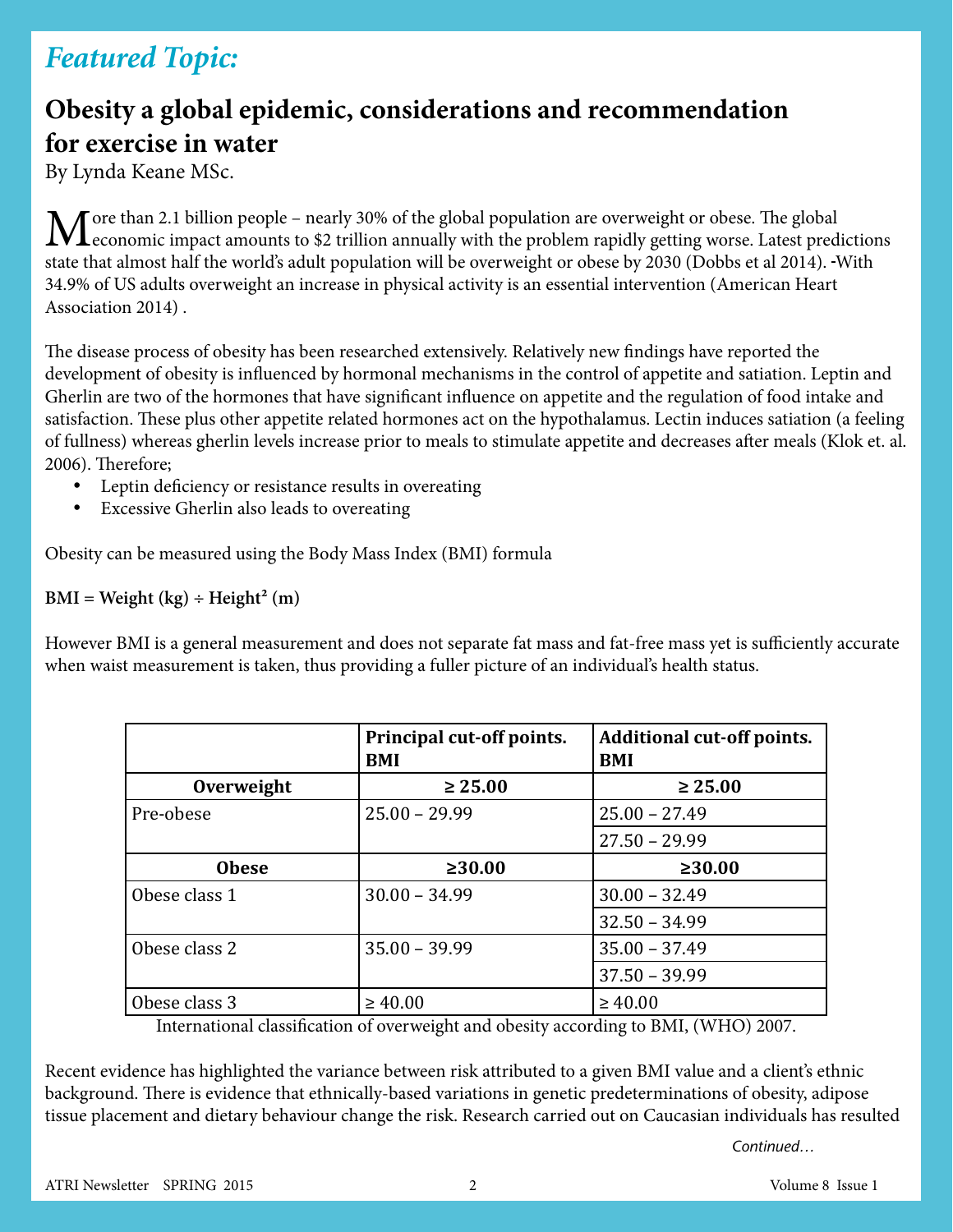## *Featured Topic:*

# Obesity a global epidemic, considerations and recommendation for exercise in water

By Lynda Keane MSc.

More than 2.1 billion people – nearly 30% of the global population are overweight or obese. The global economic impact amounts to $2 trillion annually with the problem rapidly getting worse. Latest predictions state that almost half the world's adult population will be overweight or obese by 2030 (Dobbs et al 2014). -With 34.9% of US adults overweight an increase in physical activity is an essential intervention (American Heart Association 2014) .

The disease process of obesity has been researched extensively. Relatively new findings have reported the development of obesity is influenced by hormonal mechanisms in the control of appetite and satiation. Leptin and Gherlin are two of the hormones that have significant influence on appetite and the regulation of food intake and satisfaction. These plus other appetite related hormones act on the hypothalamus. Lectin induces satiation (a feeling of fullness) whereas gherlin levels increase prior to meals to stimulate appetite and decreases after meals (Klok et. al. 2006). Therefore;

- Leptin deficiency or resistance results in overeating
- Excessive Gherlin also leads to overeating

Obesity can be measured using the Body Mass Index (BMI) formula

**BMI = Weight (kg) ÷ Height² (m)**

However BMI is a general measurement and does not separate fat mass and fat-free mass yet is sufficiently accurate when waist measurement is taken, thus providing a fuller picture of an individual's health status.

| | Principal cut-off points. BMI | Additional cut-off points. BMI |
|---|---|---|
| **Overweight** | **≥ 25.00** | **≥ 25.00** |
| Pre-obese | 25.00 – 29.99 | 25.00 – 27.49 |
| | | 27.50 – 29.99 |
| **Obese** | **≥30.00** | **≥30.00** |
| Obese class 1 | 30.00 – 34.99 | 30.00 – 32.49 |
| | | 32.50 – 34.99 |
| Obese class 2 | 35.00 – 39.99 | 35.00 – 37.49 |
| | | 37.50 – 39.99 |
| Obese class 3 | ≥ 40.00 | ≥ 40.00 |

International classification of overweight and obesity according to BMI, (WHO) 2007.

Recent evidence has highlighted the variance between risk attributed to a given BMI value and a client's ethnic background. There is evidence that ethnically-based variations in genetic predeterminations of obesity, adipose tissue placement and dietary behaviour change the risk. Research carried out on Caucasian individuals has resulted

*Continued…*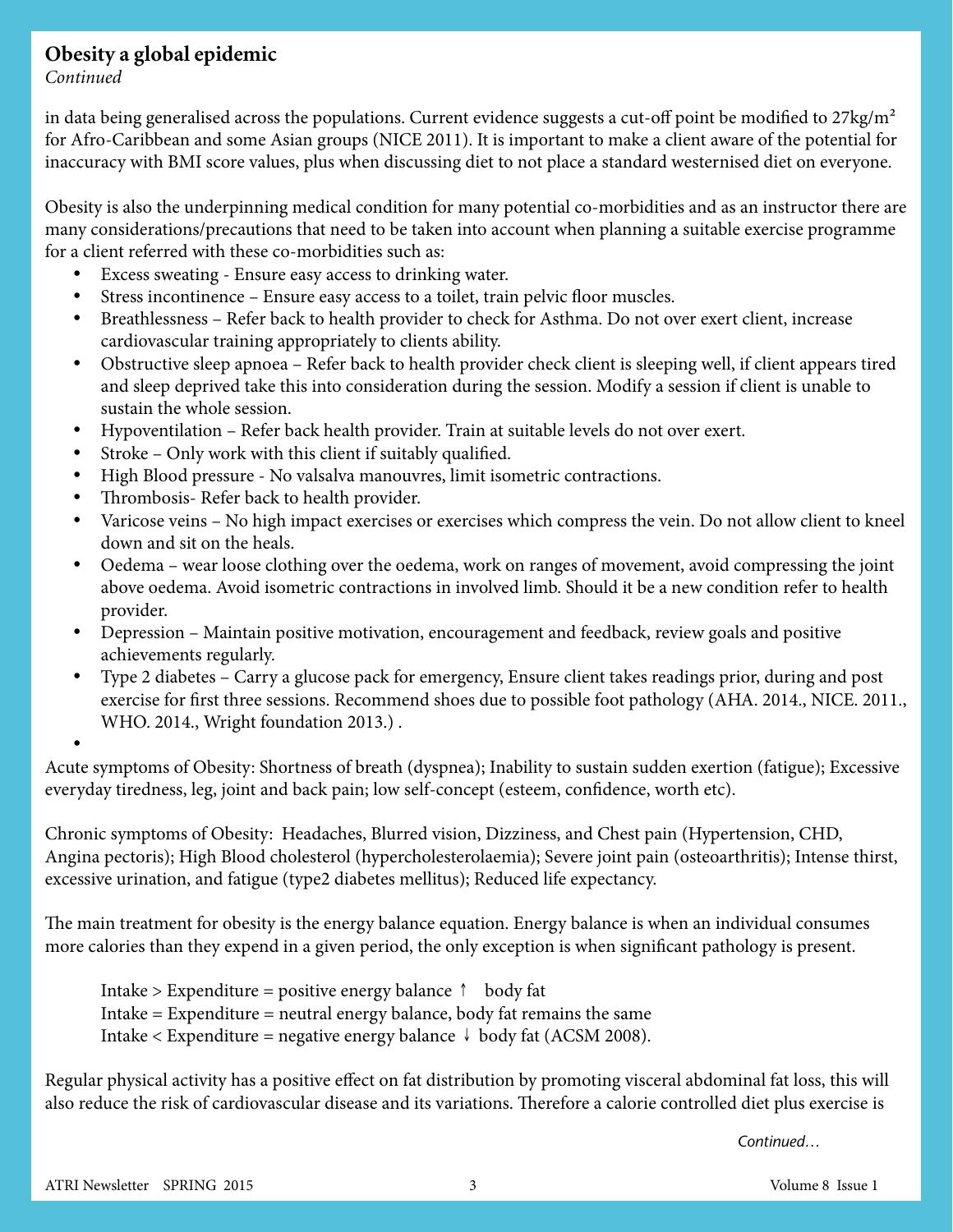**Obesity a global epidemic**
*Continued*

in data being generalised across the populations. Current evidence suggests a cut-off point be modified to 27kg/m$^2$ for Afro-Caribbean and some Asian groups (NICE 2011). It is important to make a client aware of the potential for inaccuracy with BMI score values, plus when discussing diet to not place a standard westernised diet on everyone.

Obesity is also the underpinning medical condition for many potential co-morbidities and as an instructor there are many considerations/precautions that need to be taken into account when planning a suitable exercise programme for a client referred with these co-morbidities such as:

- Excess sweating - Ensure easy access to drinking water.
- Stress incontinence – Ensure easy access to a toilet, train pelvic floor muscles.
- Breathlessness – Refer back to health provider to check for Asthma. Do not over exert client, increase cardiovascular training appropriately to clients ability.
- Obstructive sleep apnoea – Refer back to health provider check client is sleeping well, if client appears tired and sleep deprived take this into consideration during the session. Modify a session if client is unable to sustain the whole session.
- Hypoventilation – Refer back health provider. Train at suitable levels do not over exert.
- Stroke – Only work with this client if suitably qualified.
- High Blood pressure - No valsalva manouvres, limit isometric contractions.
- Thrombosis- Refer back to health provider.
- Varicose veins – No high impact exercises or exercises which compress the vein. Do not allow client to kneel down and sit on the heals.
- Oedema – wear loose clothing over the oedema, work on ranges of movement, avoid compressing the joint above oedema. Avoid isometric contractions in involved limb. Should it be a new condition refer to health provider.
- Depression – Maintain positive motivation, encouragement and feedback, review goals and positive achievements regularly.
- Type 2 diabetes – Carry a glucose pack for emergency, Ensure client takes readings prior, during and post exercise for first three sessions. Recommend shoes due to possible foot pathology (AHA. 2014., NICE. 2011., WHO. 2014., Wright foundation 2013.) .

Acute symptoms of Obesity: Shortness of breath (dyspnea); Inability to sustain sudden exertion (fatigue); Excessive everyday tiredness, leg, joint and back pain; low self-concept (esteem, confidence, worth etc).

Chronic symptoms of Obesity: Headaches, Blurred vision, Dizziness, and Chest pain (Hypertension, CHD, Angina pectoris); High Blood cholesterol (hypercholesterolaemia); Severe joint pain (osteoarthritis); Intense thirst, excessive urination, and fatigue (type2 diabetes mellitus); Reduced life expectancy.

The main treatment for obesity is the energy balance equation. Energy balance is when an individual consumes more calories than they expend in a given period, the only exception is when significant pathology is present.

Intake > Expenditure = positive energy balance ↑ body fat
Intake = Expenditure = neutral energy balance, body fat remains the same
Intake < Expenditure = negative energy balance ↓ body fat (ACSM 2008).

Regular physical activity has a positive effect on fat distribution by promoting visceral abdominal fat loss, this will also reduce the risk of cardiovascular disease and its variations. Therefore a calorie controlled diet plus exercise is

*Continued…*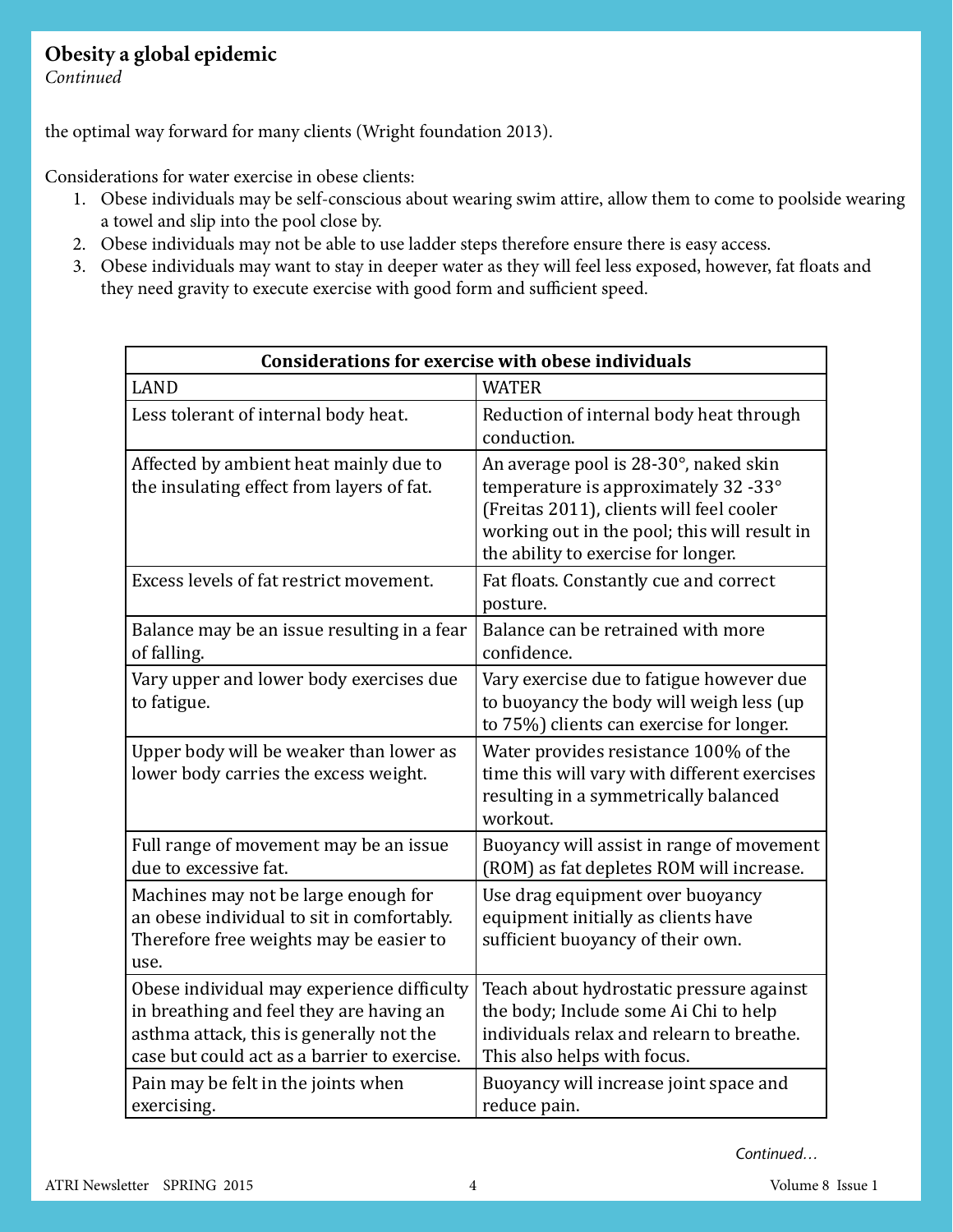**Obesity a global epidemic**
*Continued*

the optimal way forward for many clients (Wright foundation 2013).

Considerations for water exercise in obese clients:

1. Obese individuals may be self-conscious about wearing swim attire, allow them to come to poolside wearing a towel and slip into the pool close by.
2. Obese individuals may not be able to use ladder steps therefore ensure there is easy access.
3. Obese individuals may want to stay in deeper water as they will feel less exposed, however, fat floats and they need gravity to execute exercise with good form and sufficient speed.

| **Considerations for exercise with obese individuals** | |
|---|---|
| LAND | WATER |
| Less tolerant of internal body heat. | Reduction of internal body heat through conduction. |
| Affected by ambient heat mainly due to the insulating effect from layers of fat. | An average pool is 28-30°, naked skin temperature is approximately 32 -33° (Freitas 2011), clients will feel cooler working out in the pool; this will result in the ability to exercise for longer. |
| Excess levels of fat restrict movement. | Fat floats. Constantly cue and correct posture. |
| Balance may be an issue resulting in a fear of falling. | Balance can be retrained with more confidence. |
| Vary upper and lower body exercises due to fatigue. | Vary exercise due to fatigue however due to buoyancy the body will weigh less (up to 75%) clients can exercise for longer. |
| Upper body will be weaker than lower as lower body carries the excess weight. | Water provides resistance 100% of the time this will vary with different exercises resulting in a symmetrically balanced workout. |
| Full range of movement may be an issue due to excessive fat. | Buoyancy will assist in range of movement (ROM) as fat depletes ROM will increase. |
| Machines may not be large enough for an obese individual to sit in comfortably. Therefore free weights may be easier to use. | Use drag equipment over buoyancy equipment initially as clients have sufficient buoyancy of their own. |
| Obese individual may experience difficulty in breathing and feel they are having an asthma attack, this is generally not the case but could act as a barrier to exercise. | Teach about hydrostatic pressure against the body; Include some Ai Chi to help individuals relax and relearn to breathe. This also helps with focus. |
| Pain may be felt in the joints when exercising. | Buoyancy will increase joint space and reduce pain. |

*Continued…*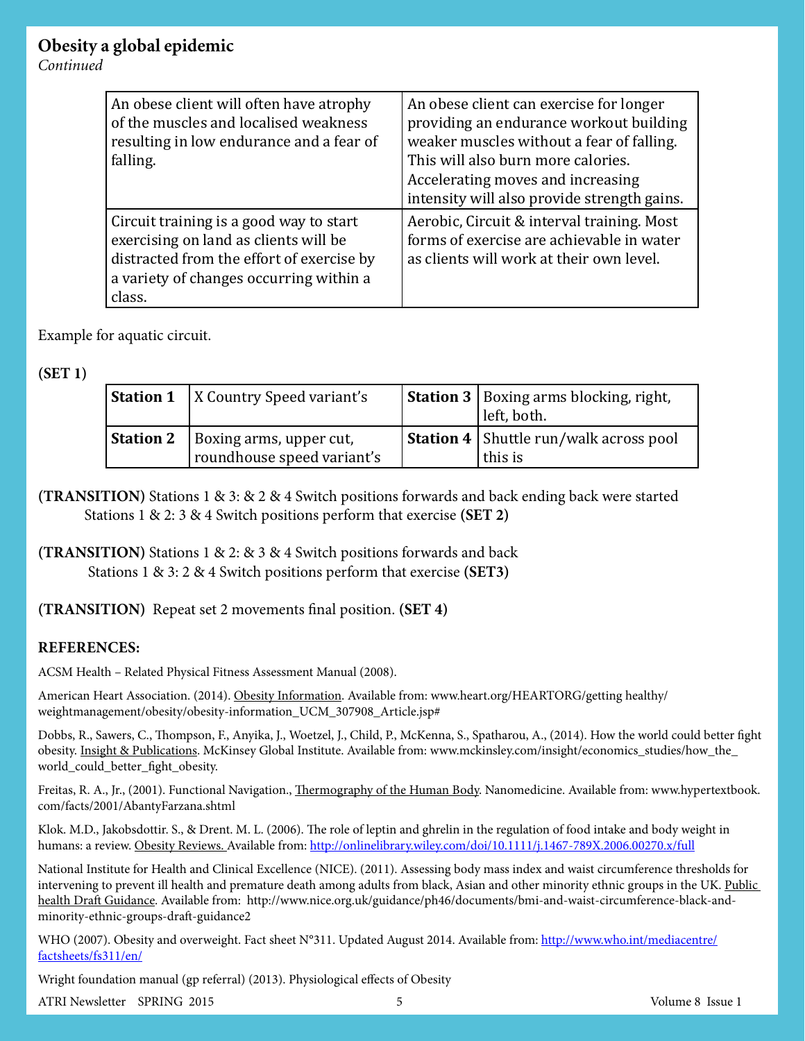**Obesity a global epidemic**
*Continued*

| | |
|---|---|
| An obese client will often have atrophy of the muscles and localised weakness resulting in low endurance and a fear of falling. | An obese client can exercise for longer providing an endurance workout building weaker muscles without a fear of falling. This will also burn more calories. Accelerating moves and increasing intensity will also provide strength gains. |
| Circuit training is a good way to start exercising on land as clients will be distracted from the effort of exercise by a variety of changes occurring within a class. | Aerobic, Circuit & interval training. Most forms of exercise are achievable in water as clients will work at their own level. |

Example for aquatic circuit.

**(SET 1)**

| | | | |
|---|---|---|---|
| **Station 1** | X Country Speed variant's | **Station 3** | Boxing arms blocking, right, left, both. |
| **Station 2** | Boxing arms, upper cut, roundhouse speed variant's | **Station 4** | Shuttle run/walk across pool this is |

**(TRANSITION)** Stations 1 & 3: & 2 & 4 Switch positions forwards and back ending back were started
Stations 1 & 2: 3 & 4 Switch positions perform that exercise **(SET 2)**

**(TRANSITION)** Stations 1 & 2: & 3 & 4 Switch positions forwards and back
Stations 1 & 3: 2 & 4 Switch positions perform that exercise **(SET3)**

**(TRANSITION)** Repeat set 2 movements final position. **(SET 4)**

**REFERENCES:**

ACSM Health – Related Physical Fitness Assessment Manual (2008).

American Heart Association. (2014). Obesity Information. Available from: www.heart.org/HEARTORG/getting healthy/weightmanagement/obesity/obesity-information_UCM_307908_Article.jsp#

Dobbs, R., Sawers, C., Thompson, F., Anyika, J., Woetzel, J., Child, P., McKenna, S., Spatharou, A., (2014). How the world could better fight obesity. Insight & Publications. McKinsey Global Institute. Available from: www.mckinsley.com/insight/economics_studies/how_the_world_could_better_fight_obesity.

Freitas, R. A., Jr., (2001). Functional Navigation., Thermography of the Human Body. Nanomedicine. Available from: www.hypertextbook.com/facts/2001/AbantyFarzana.shtml

Klok. M.D., Jakobsdottir. S., & Drent. M. L. (2006). The role of leptin and ghrelin in the regulation of food intake and body weight in humans: a review. Obesity Reviews. Available from: http://onlinelibrary.wiley.com/doi/10.1111/j.1467-789X.2006.00270.x/full

National Institute for Health and Clinical Excellence (NICE). (2011). Assessing body mass index and waist circumference thresholds for intervening to prevent ill health and premature death among adults from black, Asian and other minority ethnic groups in the UK. Public health Draft Guidance. Available from: http://www.nice.org.uk/guidance/ph46/documents/bmi-and-waist-circumference-black-and-minority-ethnic-groups-draft-guidance2

WHO (2007). Obesity and overweight. Fact sheet N°311. Updated August 2014. Available from: http://www.who.int/mediacentre/factsheets/fs311/en/

Wright foundation manual (gp referral) (2013). Physiological effects of Obesity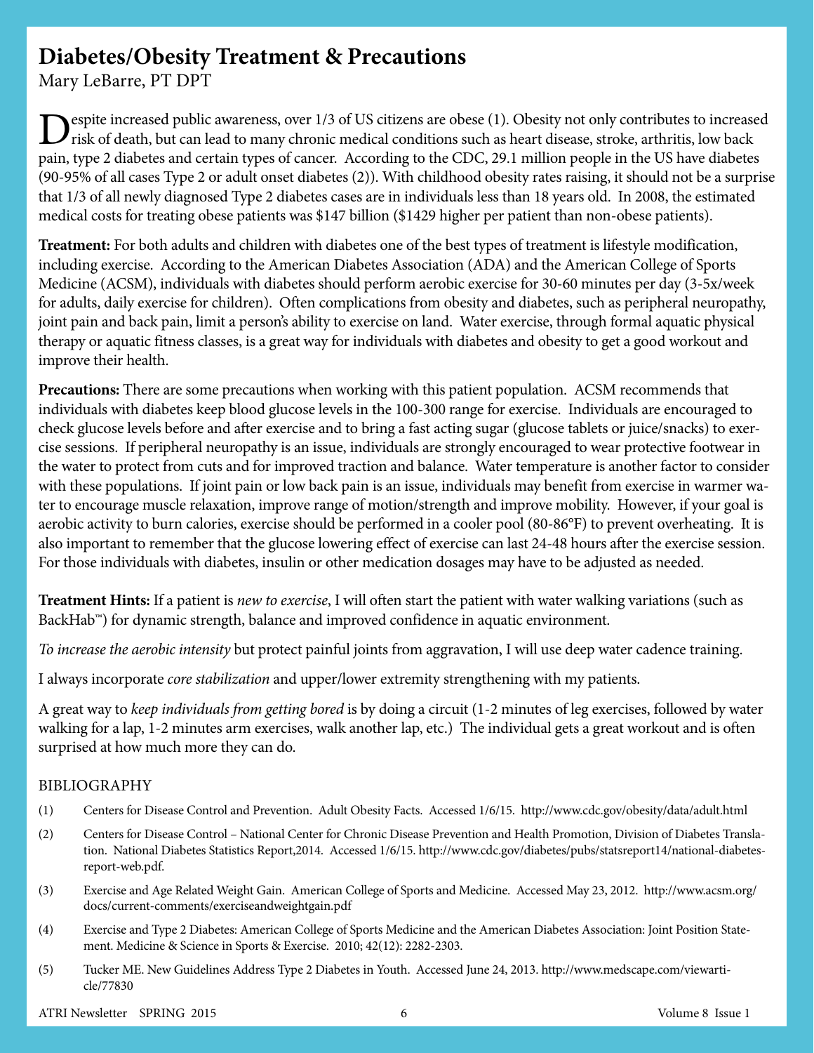# Diabetes/Obesity Treatment & Precautions

Mary LeBarre, PT DPT

Despite increased public awareness, over 1/3 of US citizens are obese (1). Obesity not only contributes to increased risk of death, but can lead to many chronic medical conditions such as heart disease, stroke, arthritis, low back pain, type 2 diabetes and certain types of cancer. According to the CDC, 29.1 million people in the US have diabetes (90-95% of all cases Type 2 or adult onset diabetes (2)). With childhood obesity rates raising, it should not be a surprise that 1/3 of all newly diagnosed Type 2 diabetes cases are in individuals less than 18 years old. In 2008, the estimated medical costs for treating obese patients was $147 billion ($1429 higher per patient than non-obese patients).

**Treatment:** For both adults and children with diabetes one of the best types of treatment is lifestyle modification, including exercise. According to the American Diabetes Association (ADA) and the American College of Sports Medicine (ACSM), individuals with diabetes should perform aerobic exercise for 30-60 minutes per day (3-5x/week for adults, daily exercise for children). Often complications from obesity and diabetes, such as peripheral neuropathy, joint pain and back pain, limit a person's ability to exercise on land. Water exercise, through formal aquatic physical therapy or aquatic fitness classes, is a great way for individuals with diabetes and obesity to get a good workout and improve their health.

**Precautions:** There are some precautions when working with this patient population. ACSM recommends that individuals with diabetes keep blood glucose levels in the 100-300 range for exercise. Individuals are encouraged to check glucose levels before and after exercise and to bring a fast acting sugar (glucose tablets or juice/snacks) to exercise sessions. If peripheral neuropathy is an issue, individuals are strongly encouraged to wear protective footwear in the water to protect from cuts and for improved traction and balance. Water temperature is another factor to consider with these populations. If joint pain or low back pain is an issue, individuals may benefit from exercise in warmer water to encourage muscle relaxation, improve range of motion/strength and improve mobility. However, if your goal is aerobic activity to burn calories, exercise should be performed in a cooler pool (80-86°F) to prevent overheating. It is also important to remember that the glucose lowering effect of exercise can last 24-48 hours after the exercise session. For those individuals with diabetes, insulin or other medication dosages may have to be adjusted as needed.

**Treatment Hints:** If a patient is *new to exercise*, I will often start the patient with water walking variations (such as BackHab™) for dynamic strength, balance and improved confidence in aquatic environment.

*To increase the aerobic intensity* but protect painful joints from aggravation, I will use deep water cadence training.

I always incorporate *core stabilization* and upper/lower extremity strengthening with my patients.

A great way to *keep individuals from getting bored* is by doing a circuit (1-2 minutes of leg exercises, followed by water walking for a lap, 1-2 minutes arm exercises, walk another lap, etc.) The individual gets a great workout and is often surprised at how much more they can do.

## BIBLIOGRAPHY

(1) Centers for Disease Control and Prevention. Adult Obesity Facts. Accessed 1/6/15. http://www.cdc.gov/obesity/data/adult.html

(2) Centers for Disease Control – National Center for Chronic Disease Prevention and Health Promotion, Division of Diabetes Translation. National Diabetes Statistics Report,2014. Accessed 1/6/15. http://www.cdc.gov/diabetes/pubs/statsreport14/national-diabetes-report-web.pdf.

(3) Exercise and Age Related Weight Gain. American College of Sports and Medicine. Accessed May 23, 2012. http://www.acsm.org/docs/current-comments/exerciseandweightgain.pdf

(4) Exercise and Type 2 Diabetes: American College of Sports Medicine and the American Diabetes Association: Joint Position Statement. Medicine & Science in Sports & Exercise. 2010; 42(12): 2282-2303.

(5) Tucker ME. New Guidelines Address Type 2 Diabetes in Youth. Accessed June 24, 2013. http://www.medscape.com/viewarticle/77830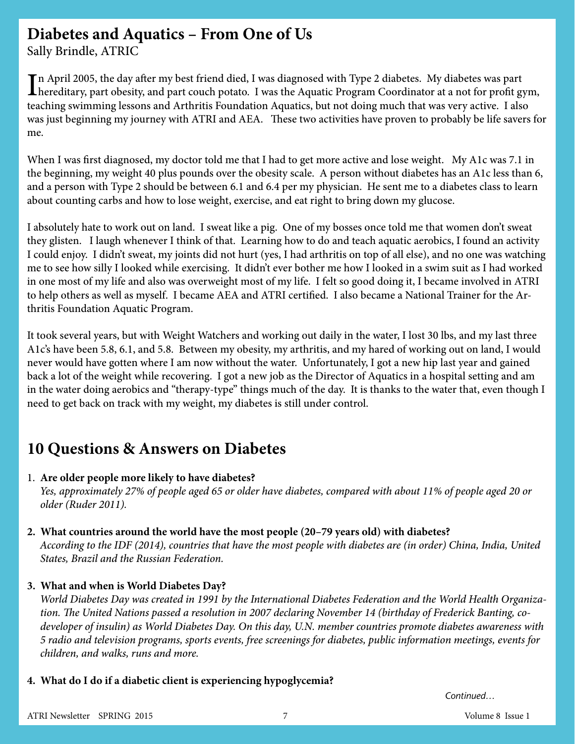## Diabetes and Aquatics – From One of Us

Sally Brindle, ATRIC

In April 2005, the day after my best friend died, I was diagnosed with Type 2 diabetes. My diabetes was part hereditary, part obesity, and part couch potato. I was the Aquatic Program Coordinator at a not for profit gym, teaching swimming lessons and Arthritis Foundation Aquatics, but not doing much that was very active. I also was just beginning my journey with ATRI and AEA. These two activities have proven to probably be life savers for me.

When I was first diagnosed, my doctor told me that I had to get more active and lose weight. My A1c was 7.1 in the beginning, my weight 40 plus pounds over the obesity scale. A person without diabetes has an A1c less than 6, and a person with Type 2 should be between 6.1 and 6.4 per my physician. He sent me to a diabetes class to learn about counting carbs and how to lose weight, exercise, and eat right to bring down my glucose.

I absolutely hate to work out on land. I sweat like a pig. One of my bosses once told me that women don't sweat they glisten. I laugh whenever I think of that. Learning how to do and teach aquatic aerobics, I found an activity I could enjoy. I didn't sweat, my joints did not hurt (yes, I had arthritis on top of all else), and no one was watching me to see how silly I looked while exercising. It didn't ever bother me how I looked in a swim suit as I had worked in one most of my life and also was overweight most of my life. I felt so good doing it, I became involved in ATRI to help others as well as myself. I became AEA and ATRI certified. I also became a National Trainer for the Arthritis Foundation Aquatic Program.

It took several years, but with Weight Watchers and working out daily in the water, I lost 30 lbs, and my last three A1c's have been 5.8, 6.1, and 5.8. Between my obesity, my arthritis, and my hared of working out on land, I would never would have gotten where I am now without the water. Unfortunately, I got a new hip last year and gained back a lot of the weight while recovering. I got a new job as the Director of Aquatics in a hospital setting and am in the water doing aerobics and "therapy-type" things much of the day. It is thanks to the water that, even though I need to get back on track with my weight, my diabetes is still under control.

## 10 Questions & Answers on Diabetes

1. **Are older people more likely to have diabetes?**
   *Yes, approximately 27% of people aged 65 or older have diabetes, compared with about 11% of people aged 20 or older (Ruder 2011).*

2. **What countries around the world have the most people (20–79 years old) with diabetes?**
   *According to the IDF (2014), countries that have the most people with diabetes are (in order) China, India, United States, Brazil and the Russian Federation.*

3. **What and when is World Diabetes Day?**
   *World Diabetes Day was created in 1991 by the International Diabetes Federation and the World Health Organization. The United Nations passed a resolution in 2007 declaring November 14 (birthday of Frederick Banting, co-developer of insulin) as World Diabetes Day. On this day, U.N. member countries promote diabetes awareness with 5 radio and television programs, sports events, free screenings for diabetes, public information meetings, events for children, and walks, runs and more.*

4. **What do I do if a diabetic client is experiencing hypoglycemia?**

*Continued…*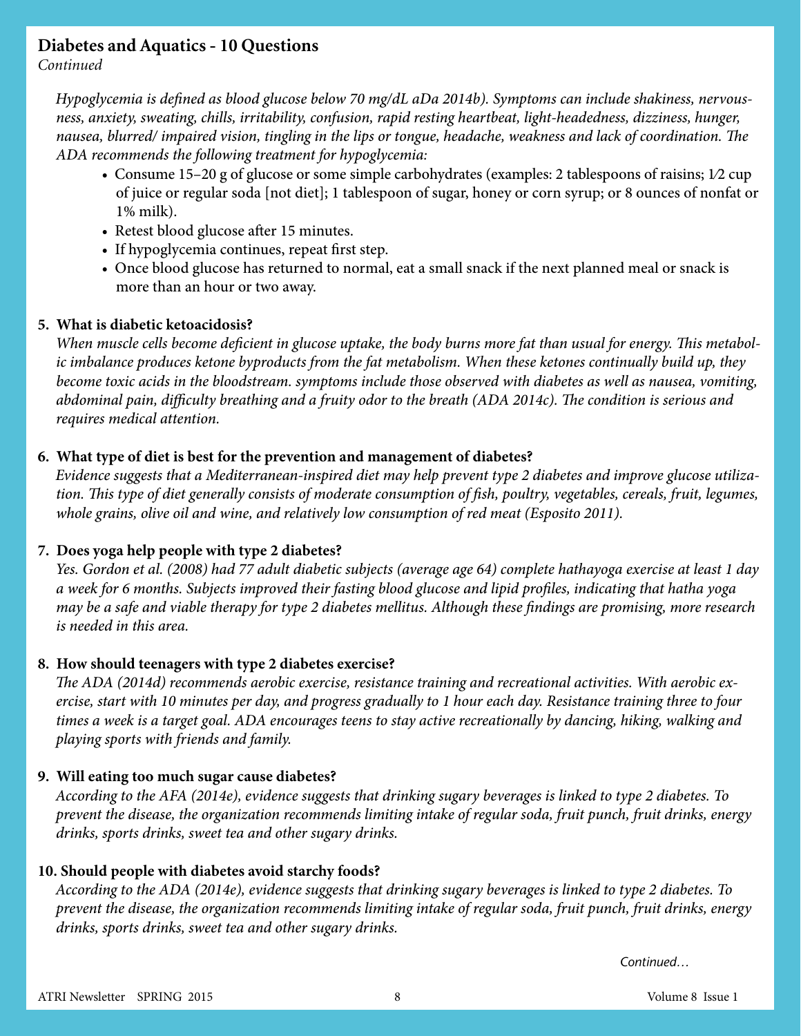**Diabetes and Aquatics - 10 Questions**
*Continued*

*Hypoglycemia is defined as blood glucose below 70 mg/dL aDa 2014b). Symptoms can include shakiness, nervousness, anxiety, sweating, chills, irritability, confusion, rapid resting heartbeat, light-headedness, dizziness, hunger, nausea, blurred/ impaired vision, tingling in the lips or tongue, headache, weakness and lack of coordination. The ADA recommends the following treatment for hypoglycemia:*

- Consume 15–20 g of glucose or some simple carbohydrates (examples: 2 tablespoons of raisins; 1⁄2 cup of juice or regular soda [not diet]; 1 tablespoon of sugar, honey or corn syrup; or 8 ounces of nonfat or 1% milk).
- Retest blood glucose after 15 minutes.
- If hypoglycemia continues, repeat first step.
- Once blood glucose has returned to normal, eat a small snack if the next planned meal or snack is more than an hour or two away.

**5. What is diabetic ketoacidosis?**

*When muscle cells become deficient in glucose uptake, the body burns more fat than usual for energy. This metabolic imbalance produces ketone byproducts from the fat metabolism. When these ketones continually build up, they become toxic acids in the bloodstream. symptoms include those observed with diabetes as well as nausea, vomiting, abdominal pain, difficulty breathing and a fruity odor to the breath (ADA 2014c). The condition is serious and requires medical attention.*

**6. What type of diet is best for the prevention and management of diabetes?**

*Evidence suggests that a Mediterranean-inspired diet may help prevent type 2 diabetes and improve glucose utilization. This type of diet generally consists of moderate consumption of fish, poultry, vegetables, cereals, fruit, legumes, whole grains, olive oil and wine, and relatively low consumption of red meat (Esposito 2011).*

**7. Does yoga help people with type 2 diabetes?**

*Yes. Gordon et al. (2008) had 77 adult diabetic subjects (average age 64) complete hathayoga exercise at least 1 day a week for 6 months. Subjects improved their fasting blood glucose and lipid profiles, indicating that hatha yoga may be a safe and viable therapy for type 2 diabetes mellitus. Although these findings are promising, more research is needed in this area.*

**8. How should teenagers with type 2 diabetes exercise?**

*The ADA (2014d) recommends aerobic exercise, resistance training and recreational activities. With aerobic exercise, start with 10 minutes per day, and progress gradually to 1 hour each day. Resistance training three to four times a week is a target goal. ADA encourages teens to stay active recreationally by dancing, hiking, walking and playing sports with friends and family.*

**9. Will eating too much sugar cause diabetes?**

*According to the AFA (2014e), evidence suggests that drinking sugary beverages is linked to type 2 diabetes. To prevent the disease, the organization recommends limiting intake of regular soda, fruit punch, fruit drinks, energy drinks, sports drinks, sweet tea and other sugary drinks.*

**10. Should people with diabetes avoid starchy foods?**

*According to the ADA (2014e), evidence suggests that drinking sugary beverages is linked to type 2 diabetes. To prevent the disease, the organization recommends limiting intake of regular soda, fruit punch, fruit drinks, energy drinks, sports drinks, sweet tea and other sugary drinks.*

*Continued…*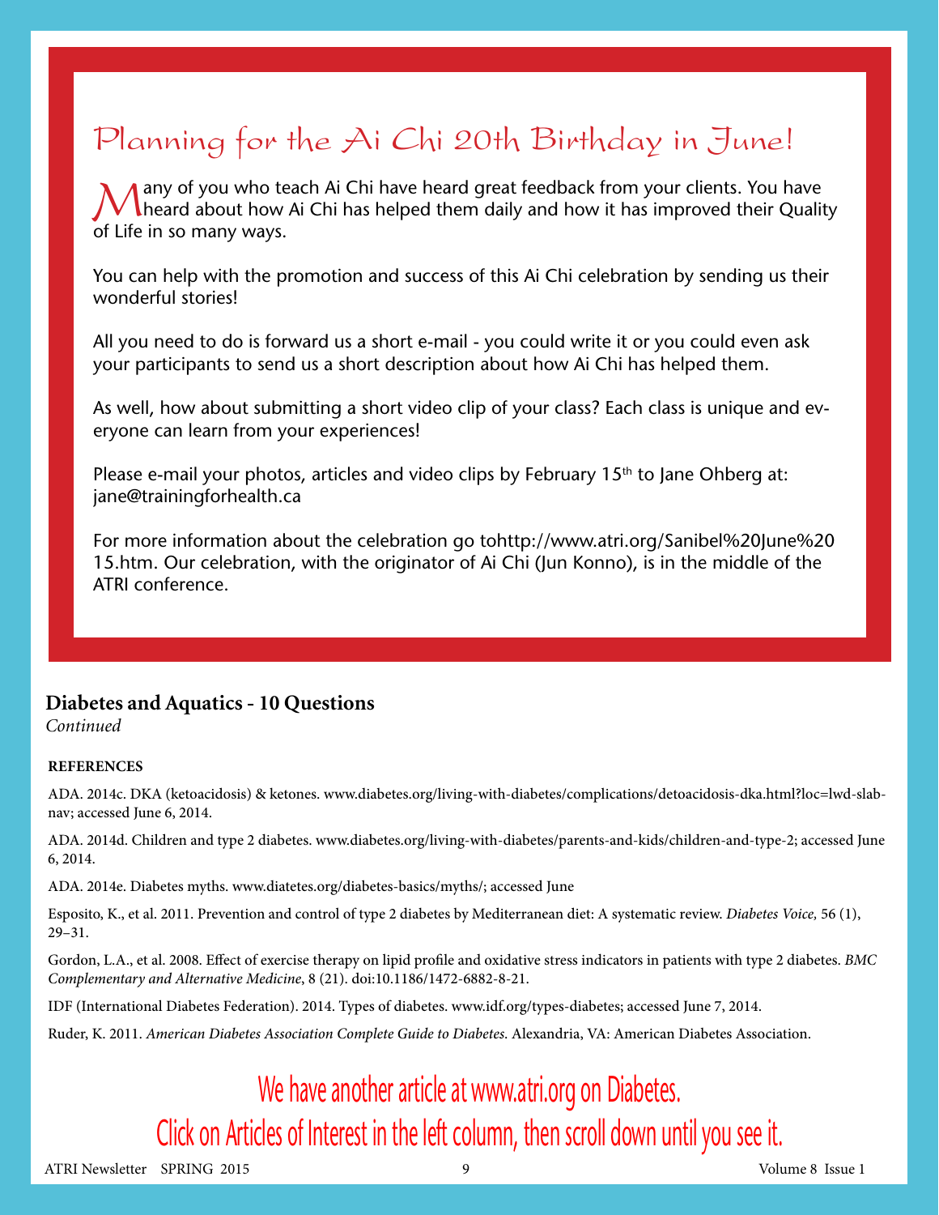# Planning for the Ai Chi 20th Birthday in June!

Many of you who teach Ai Chi have heard great feedback from your clients. You have heard about how Ai Chi has helped them daily and how it has improved their Quality of Life in so many ways.

You can help with the promotion and success of this Ai Chi celebration by sending us their wonderful stories!

All you need to do is forward us a short e-mail - you could write it or you could even ask your participants to send us a short description about how Ai Chi has helped them.

As well, how about submitting a short video clip of your class? Each class is unique and everyone can learn from your experiences!

Please e-mail your photos, articles and video clips by February 15th to Jane Ohberg at: jane@trainingforhealth.ca

For more information about the celebration go tohttp://www.atri.org/Sanibel%20June%20 15.htm. Our celebration, with the originator of Ai Chi (Jun Konno), is in the middle of the ATRI conference.

## Diabetes and Aquatics - 10 Questions

*Continued*

### REFERENCES

ADA. 2014c. DKA (ketoacidosis) & ketones. www.diabetes.org/living-with-diabetes/complications/detoacidosis-dka.html?loc=lwd-slabnav; accessed June 6, 2014.

ADA. 2014d. Children and type 2 diabetes. www.diabetes.org/living-with-diabetes/parents-and-kids/children-and-type-2; accessed June 6, 2014.

ADA. 2014e. Diabetes myths. www.diatetes.org/diabetes-basics/myths/; accessed June

Esposito, K., et al. 2011. Prevention and control of type 2 diabetes by Mediterranean diet: A systematic review. *Diabetes Voice,* 56 (1), 29–31.

Gordon, L.A., et al. 2008. Effect of exercise therapy on lipid profile and oxidative stress indicators in patients with type 2 diabetes. *BMC Complementary and Alternative Medicine*, 8 (21). doi:10.1186/1472-6882-8-21.

IDF (International Diabetes Federation). 2014. Types of diabetes. www.idf.org/types-diabetes; accessed June 7, 2014.

Ruder, K. 2011. *American Diabetes Association Complete Guide to Diabetes*. Alexandria, VA: American Diabetes Association.

We have another article at www.atri.org on Diabetes.
Click on Articles of Interest in the left column, then scroll down until you see it.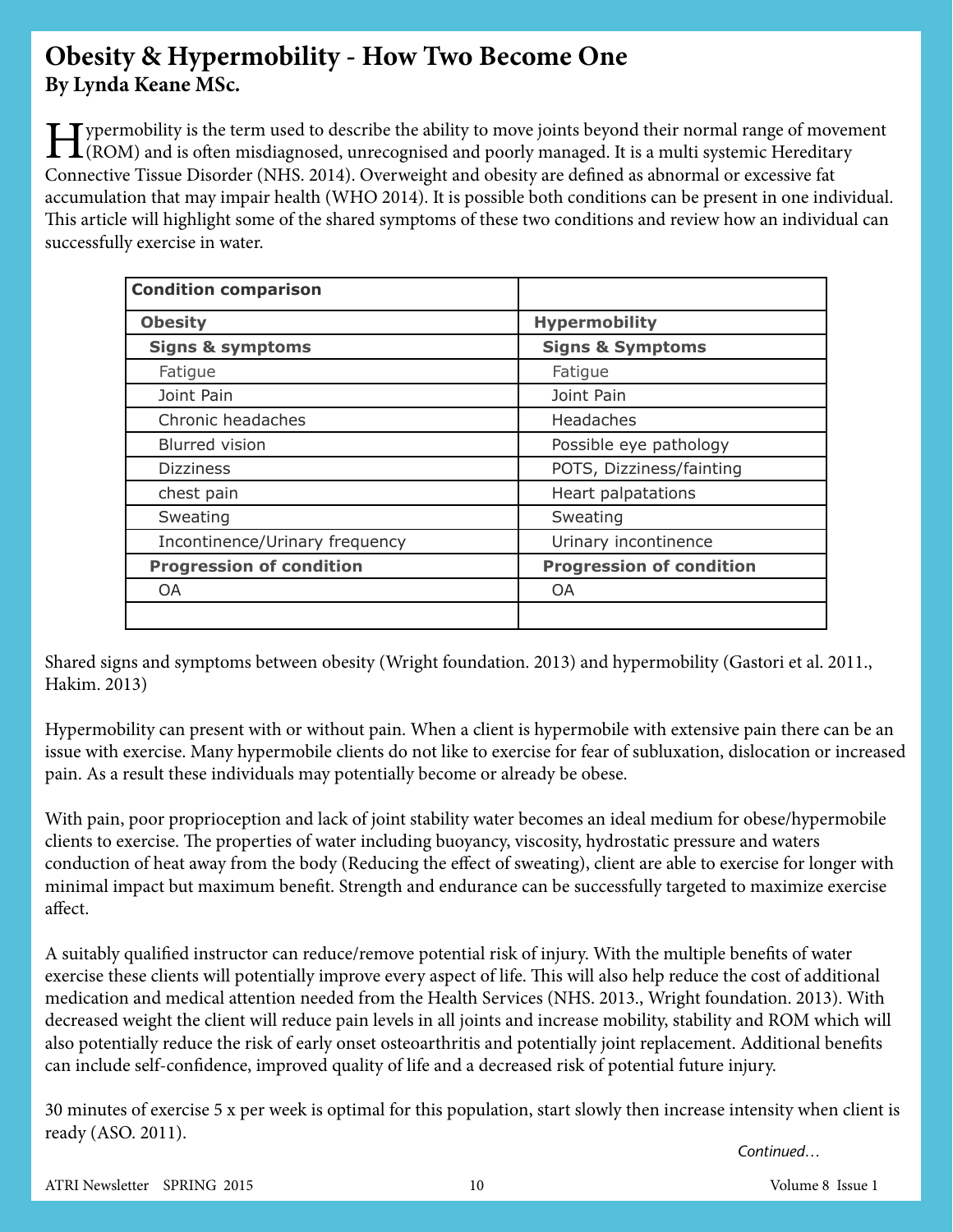# Obesity & Hypermobility - How Two Become One

**By Lynda Keane MSc.**

Hypermobility is the term used to describe the ability to move joints beyond their normal range of movement (ROM) and is often misdiagnosed, unrecognised and poorly managed. It is a multi systemic Hereditary Connective Tissue Disorder (NHS. 2014). Overweight and obesity are defined as abnormal or excessive fat accumulation that may impair health (WHO 2014). It is possible both conditions can be present in one individual. This article will highlight some of the shared symptoms of these two conditions and review how an individual can successfully exercise in water.

| **Condition comparison** | |
|---|---|
| **Obesity** | **Hypermobility** |
| **Signs & symptoms** | **Signs & Symptoms** |
| Fatigue | Fatigue |
| Joint Pain | Joint Pain |
| Chronic headaches | Headaches |
| Blurred vision | Possible eye pathology |
| Dizziness | POTS, Dizziness/fainting |
| chest pain | Heart palpatations |
| Sweating | Sweating |
| Incontinence/Urinary frequency | Urinary incontinence |
| **Progression of condition** | **Progression of condition** |
| OA | OA |
| | |

Shared signs and symptoms between obesity (Wright foundation. 2013) and hypermobility (Gastori et al. 2011., Hakim. 2013)

Hypermobility can present with or without pain. When a client is hypermobile with extensive pain there can be an issue with exercise. Many hypermobile clients do not like to exercise for fear of subluxation, dislocation or increased pain. As a result these individuals may potentially become or already be obese.

With pain, poor proprioception and lack of joint stability water becomes an ideal medium for obese/hypermobile clients to exercise. The properties of water including buoyancy, viscosity, hydrostatic pressure and waters conduction of heat away from the body (Reducing the effect of sweating), client are able to exercise for longer with minimal impact but maximum benefit. Strength and endurance can be successfully targeted to maximize exercise affect.

A suitably qualified instructor can reduce/remove potential risk of injury. With the multiple benefits of water exercise these clients will potentially improve every aspect of life. This will also help reduce the cost of additional medication and medical attention needed from the Health Services (NHS. 2013., Wright foundation. 2013). With decreased weight the client will reduce pain levels in all joints and increase mobility, stability and ROM which will also potentially reduce the risk of early onset osteoarthritis and potentially joint replacement. Additional benefits can include self-confidence, improved quality of life and a decreased risk of potential future injury.

30 minutes of exercise 5 x per week is optimal for this population, start slowly then increase intensity when client is ready (ASO. 2011).

*Continued…*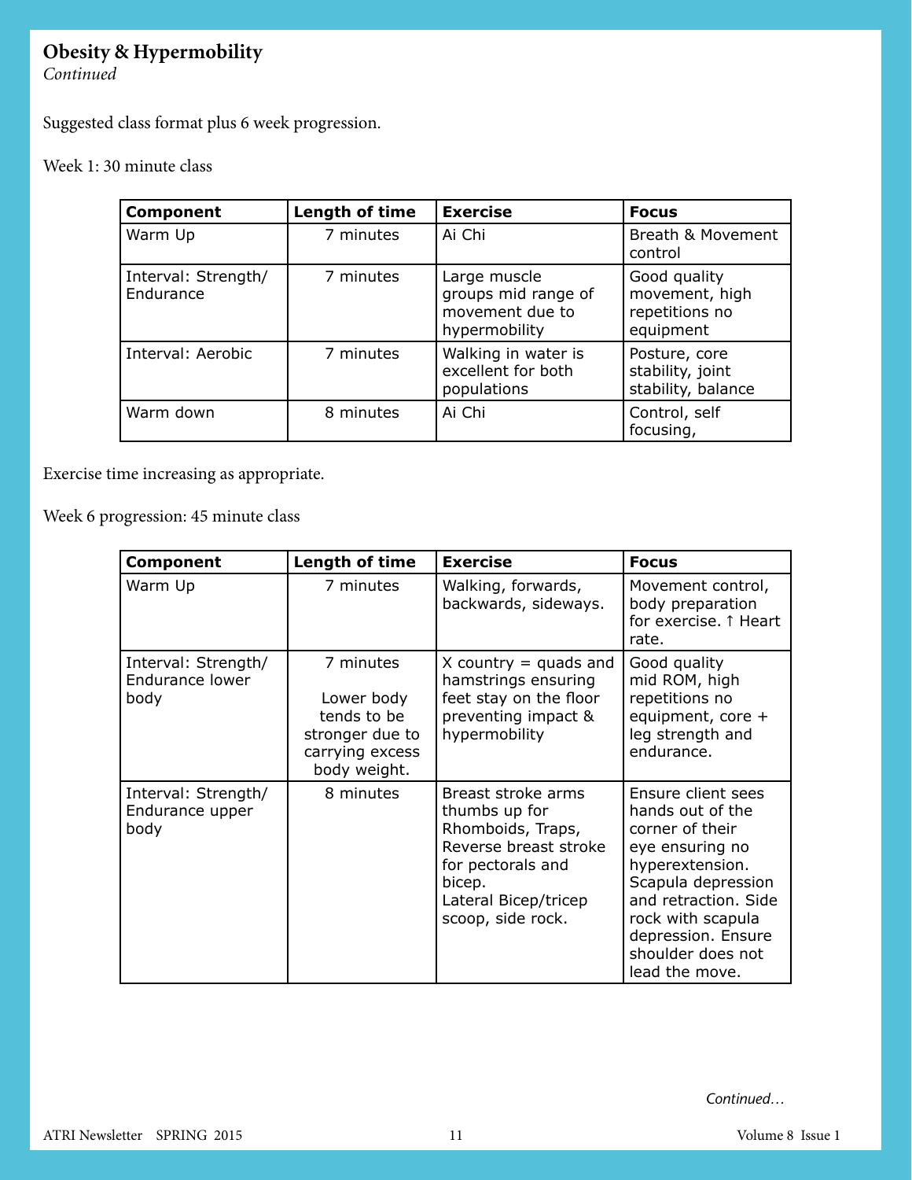**Obesity & Hypermobility**
*Continued*

Suggested class format plus 6 week progression.

Week 1: 30 minute class

| Component | Length of time | Exercise | Focus |
|---|---|---|---|
| Warm Up | 7 minutes | Ai Chi | Breath & Movement control |
| Interval: Strength/ Endurance | 7 minutes | Large muscle groups mid range of movement due to hypermobility | Good quality movement, high repetitions no equipment |
| Interval: Aerobic | 7 minutes | Walking in water is excellent for both populations | Posture, core stability, joint stability, balance |
| Warm down | 8 minutes | Ai Chi | Control, self focusing, |

Exercise time increasing as appropriate.

Week 6 progression: 45 minute class

| Component | Length of time | Exercise | Focus |
|---|---|---|---|
| Warm Up | 7 minutes | Walking, forwards, backwards, sideways. | Movement control, body preparation for exercise. ↑ Heart rate. |
| Interval: Strength/ Endurance lower body | 7 minutes<br><br>Lower body tends to be stronger due to carrying excess body weight. | X country = quads and hamstrings ensuring feet stay on the floor preventing impact & hypermobility | Good quality mid ROM, high repetitions no equipment, core + leg strength and endurance. |
| Interval: Strength/ Endurance upper body | 8 minutes | Breast stroke arms thumbs up for Rhomboids, Traps, Reverse breast stroke for pectorals and bicep.<br>Lateral Bicep/tricep scoop, side rock. | Ensure client sees hands out of the corner of their eye ensuring no hyperextension. Scapula depression and retraction. Side rock with scapula depression. Ensure shoulder does not lead the move. |

*Continued…*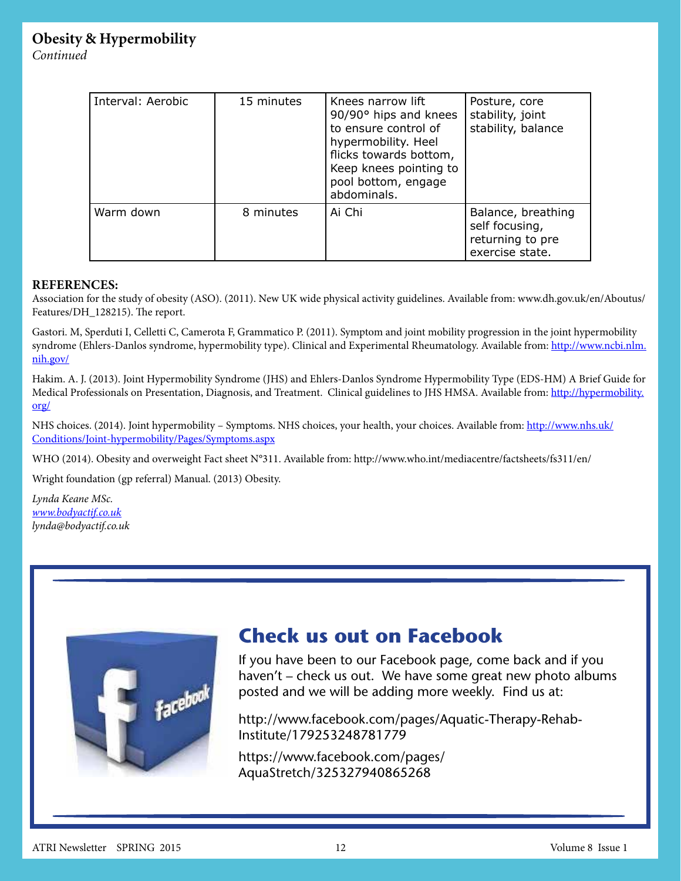## Obesity & Hypermobility

*Continued*

| | | | |
|---|---|---|---|
| Interval: Aerobic | 15 minutes | Knees narrow lift 90/90° hips and knees to ensure control of hypermobility. Heel flicks towards bottom, Keep knees pointing to pool bottom, engage abdominals. | Posture, core stability, joint stability, balance |
| Warm down | 8 minutes | Ai Chi | Balance, breathing self focusing, returning to pre exercise state. |

**REFERENCES:**

Association for the study of obesity (ASO). (2011). New UK wide physical activity guidelines. Available from: www.dh.gov.uk/en/Aboutus/Features/DH_128215). The report.

Gastori. M, Sperduti I, Celletti C, Camerota F, Grammatico P. (2011). Symptom and joint mobility progression in the joint hypermobility syndrome (Ehlers-Danlos syndrome, hypermobility type). Clinical and Experimental Rheumatology. Available from: http://www.ncbi.nlm.nih.gov/

Hakim. A. J. (2013). Joint Hypermobility Syndrome (JHS) and Ehlers-Danlos Syndrome Hypermobility Type (EDS-HM) A Brief Guide for Medical Professionals on Presentation, Diagnosis, and Treatment. Clinical guidelines to JHS HMSA. Available from: http://hypermobility.org/

NHS choices. (2014). Joint hypermobility – Symptoms. NHS choices, your health, your choices. Available from: http://www.nhs.uk/Conditions/Joint-hypermobility/Pages/Symptoms.aspx

WHO (2014). Obesity and overweight Fact sheet N°311. Available from: http://www.who.int/mediacentre/factsheets/fs311/en/

Wright foundation (gp referral) Manual. (2013) Obesity.

*Lynda Keane MSc.*
*www.bodyactif.co.uk*
*lynda@bodyactif.co.uk*

## Check us out on Facebook

If you have been to our Facebook page, come back and if you haven't – check us out. We have some great new photo albums posted and we will be adding more weekly. Find us at:

http://www.facebook.com/pages/Aquatic-Therapy-Rehab-Institute/179253248781779

https://www.facebook.com/pages/AquaStretch/325327940865268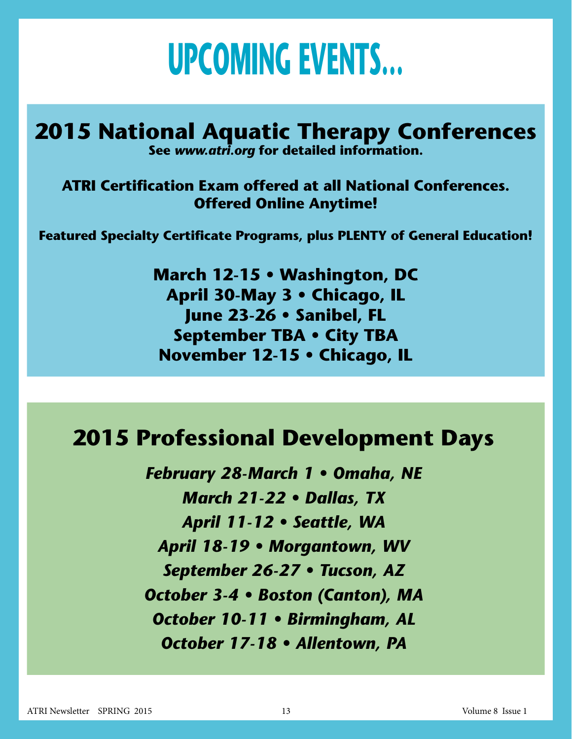# UPCOMING EVENTS...

## 2015 National Aquatic Therapy Conferences

**See *www.atri.org* for detailed information.**

**ATRI Certification Exam offered at all National Conferences.**
**Offered Online Anytime!**

**Featured Specialty Certificate Programs, plus PLENTY of General Education!**

**March 12-15 • Washington, DC**
**April 30-May 3 • Chicago, IL**
**June 23-26 • Sanibel, FL**
**September TBA • City TBA**
**November 12-15 • Chicago, IL**

## 2015 Professional Development Days

***February 28-March 1 • Omaha, NE***

***March 21-22 • Dallas, TX***

***April 11-12 • Seattle, WA***

***April 18-19 • Morgantown, WV***

***September 26-27 • Tucson, AZ***

***October 3-4 • Boston (Canton), MA***

***October 10-11 • Birmingham, AL***

***October 17-18 • Allentown, PA***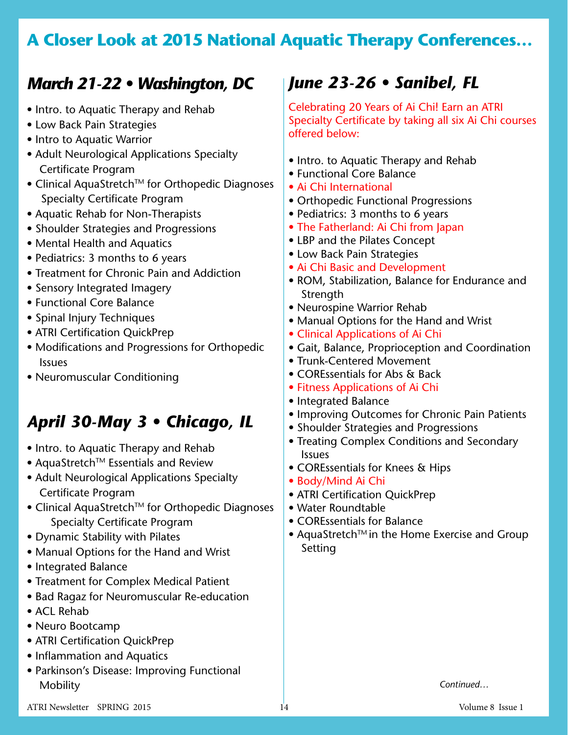# A Closer Look at 2015 National Aquatic Therapy Conferences…

## *March 21-22 • Washington, DC*

- Intro. to Aquatic Therapy and Rehab
- Low Back Pain Strategies
- Intro to Aquatic Warrior
- Adult Neurological Applications Specialty Certificate Program
- Clinical AquaStretch™ for Orthopedic Diagnoses Specialty Certificate Program
- Aquatic Rehab for Non-Therapists
- Shoulder Strategies and Progressions
- Mental Health and Aquatics
- Pediatrics: 3 months to 6 years
- Treatment for Chronic Pain and Addiction
- Sensory Integrated Imagery
- Functional Core Balance
- Spinal Injury Techniques
- ATRI Certification QuickPrep
- Modifications and Progressions for Orthopedic Issues
- Neuromuscular Conditioning

## *April 30-May 3 • Chicago, IL*

- Intro. to Aquatic Therapy and Rehab
- AquaStretch™ Essentials and Review
- Adult Neurological Applications Specialty Certificate Program
- Clinical AquaStretch™ for Orthopedic Diagnoses Specialty Certificate Program
- Dynamic Stability with Pilates
- Manual Options for the Hand and Wrist
- Integrated Balance
- Treatment for Complex Medical Patient
- Bad Ragaz for Neuromuscular Re-education
- ACL Rehab
- Neuro Bootcamp
- ATRI Certification QuickPrep
- Inflammation and Aquatics
- Parkinson's Disease: Improving Functional Mobility

## *June 23-26 • Sanibel, FL*

Celebrating 20 Years of Ai Chi! Earn an ATRI Specialty Certificate by taking all six Ai Chi courses offered below:

- Intro. to Aquatic Therapy and Rehab
- Functional Core Balance
- Ai Chi International
- Orthopedic Functional Progressions
- Pediatrics: 3 months to 6 years
- The Fatherland: Ai Chi from Japan
- LBP and the Pilates Concept
- Low Back Pain Strategies
- Ai Chi Basic and Development
- ROM, Stabilization, Balance for Endurance and Strength
- Neurospine Warrior Rehab
- Manual Options for the Hand and Wrist
- Clinical Applications of Ai Chi
- Gait, Balance, Proprioception and Coordination
- Trunk-Centered Movement
- COREssentials for Abs & Back
- Fitness Applications of Ai Chi
- Integrated Balance
- Improving Outcomes for Chronic Pain Patients
- Shoulder Strategies and Progressions
- Treating Complex Conditions and Secondary Issues
- COREssentials for Knees & Hips
- Body/Mind Ai Chi
- ATRI Certification QuickPrep
- Water Roundtable
- COREssentials for Balance
- AquaStretch™ in the Home Exercise and Group Setting

*Continued…*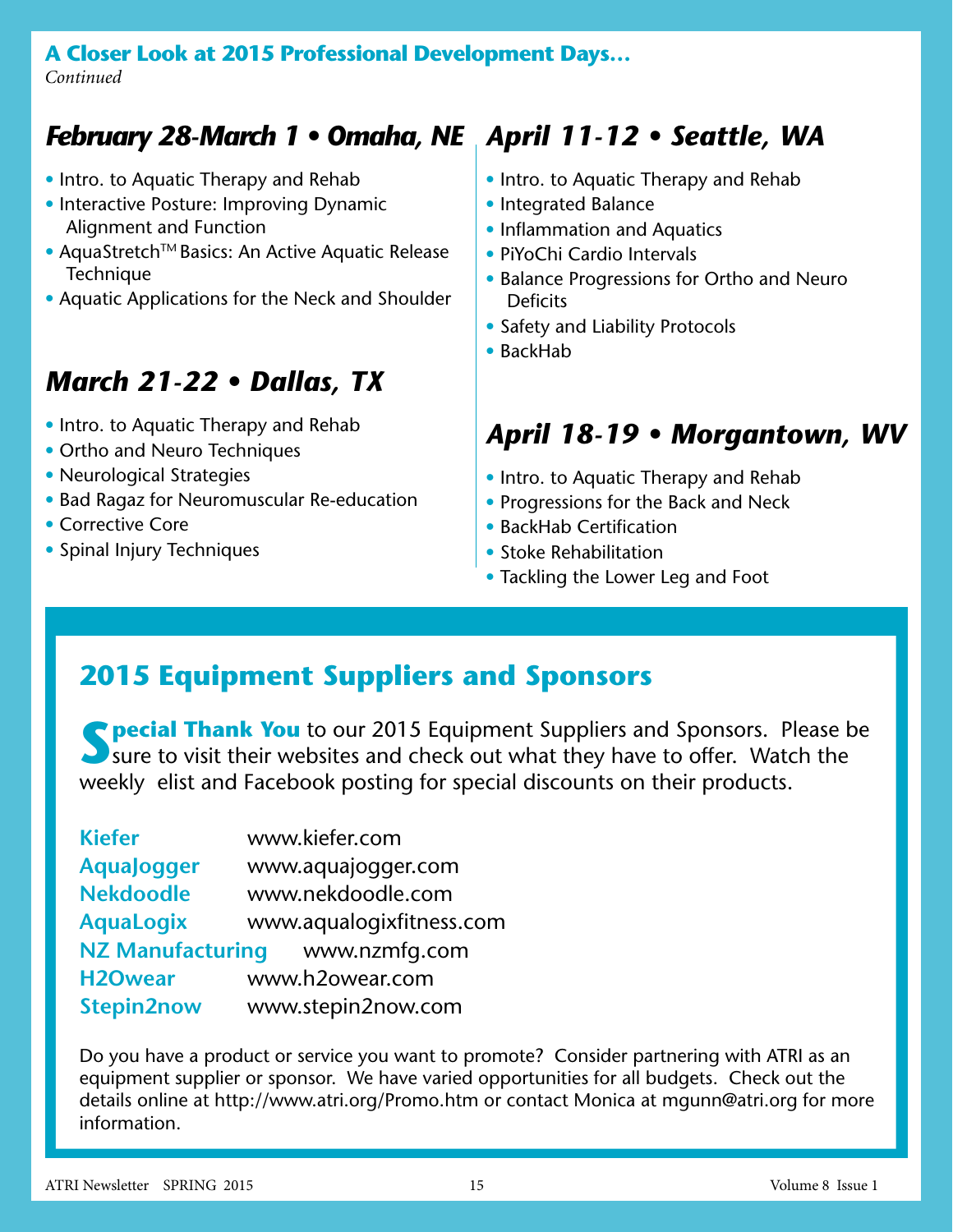## A Closer Look at 2015 Professional Development Days…

*Continued*

### *February 28-March 1 • Omaha, NE*

- Intro. to Aquatic Therapy and Rehab
- Interactive Posture: Improving Dynamic Alignment and Function
- AquaStretch™ Basics: An Active Aquatic Release Technique
- Aquatic Applications for the Neck and Shoulder

### *March 21-22 • Dallas, TX*

- Intro. to Aquatic Therapy and Rehab
- Ortho and Neuro Techniques
- Neurological Strategies
- Bad Ragaz for Neuromuscular Re-education
- Corrective Core
- Spinal Injury Techniques

### *April 11-12 • Seattle, WA*

- Intro. to Aquatic Therapy and Rehab
- Integrated Balance
- Inflammation and Aquatics
- PiYoChi Cardio Intervals
- Balance Progressions for Ortho and Neuro Deficits
- Safety and Liability Protocols
- BackHab

### *April 18-19 • Morgantown, WV*

- Intro. to Aquatic Therapy and Rehab
- Progressions for the Back and Neck
- BackHab Certification
- Stoke Rehabilitation
- Tackling the Lower Leg and Foot

## 2015 Equipment Suppliers and Sponsors

**Special Thank You** to our 2015 Equipment Suppliers and Sponsors. Please be sure to visit their websites and check out what they have to offer. Watch the weekly elist and Facebook posting for special discounts on their products.

| | |
|---|---|
| **Kiefer** | www.kiefer.com |
| **AquaJogger** | www.aquajogger.com |
| **Nekdoodle** | www.nekdoodle.com |
| **AquaLogix** | www.aqualogixfitness.com |
| **NZ Manufacturing** | www.nzmfg.com |
| **H2Owear** | www.h2owear.com |
| **Stepin2now** | www.stepin2now.com |

Do you have a product or service you want to promote? Consider partnering with ATRI as an equipment supplier or sponsor. We have varied opportunities for all budgets. Check out the details online at http://www.atri.org/Promo.htm or contact Monica at mgunn@atri.org for more information.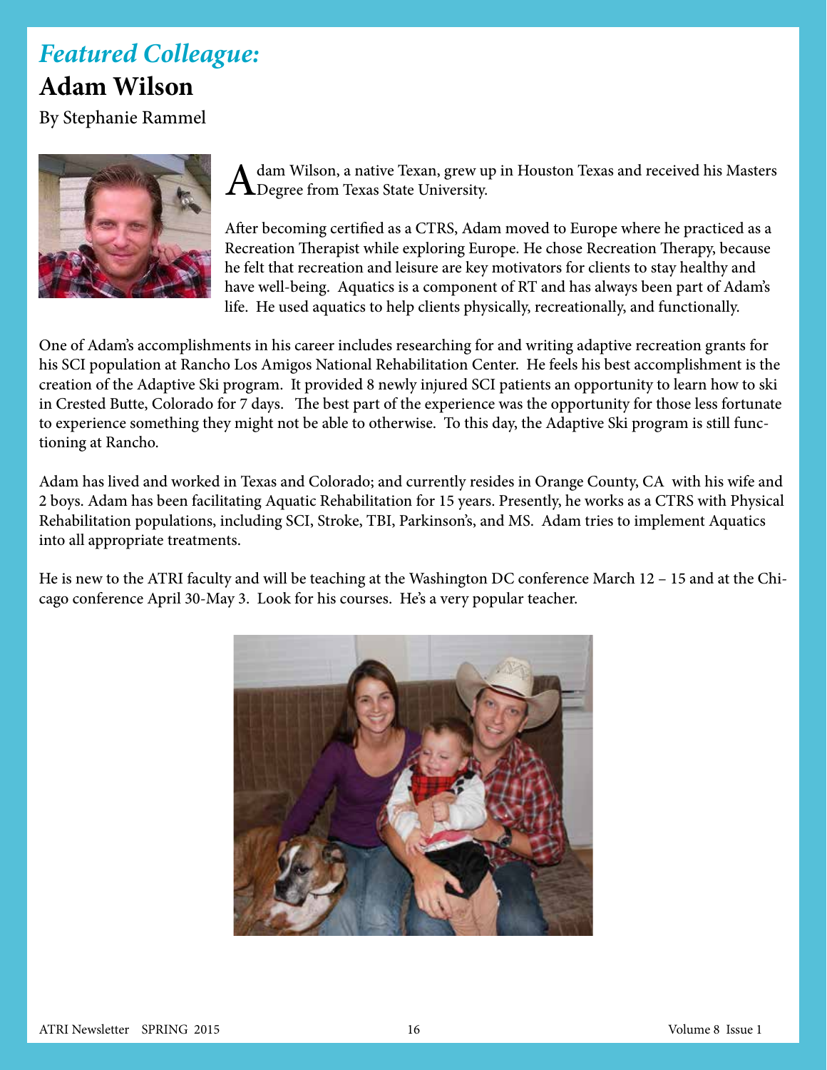## *Featured Colleague:*
# Adam Wilson

By Stephanie Rammel

Adam Wilson, a native Texan, grew up in Houston Texas and received his Masters Degree from Texas State University.

After becoming certified as a CTRS, Adam moved to Europe where he practiced as a Recreation Therapist while exploring Europe. He chose Recreation Therapy, because he felt that recreation and leisure are key motivators for clients to stay healthy and have well-being. Aquatics is a component of RT and has always been part of Adam's life. He used aquatics to help clients physically, recreationally, and functionally.

One of Adam's accomplishments in his career includes researching for and writing adaptive recreation grants for his SCI population at Rancho Los Amigos National Rehabilitation Center. He feels his best accomplishment is the creation of the Adaptive Ski program. It provided 8 newly injured SCI patients an opportunity to learn how to ski in Crested Butte, Colorado for 7 days. The best part of the experience was the opportunity for those less fortunate to experience something they might not be able to otherwise. To this day, the Adaptive Ski program is still functioning at Rancho.

Adam has lived and worked in Texas and Colorado; and currently resides in Orange County, CA with his wife and 2 boys. Adam has been facilitating Aquatic Rehabilitation for 15 years. Presently, he works as a CTRS with Physical Rehabilitation populations, including SCI, Stroke, TBI, Parkinson's, and MS. Adam tries to implement Aquatics into all appropriate treatments.

He is new to the ATRI faculty and will be teaching at the Washington DC conference March 12 – 15 and at the Chicago conference April 30-May 3. Look for his courses. He's a very popular teacher.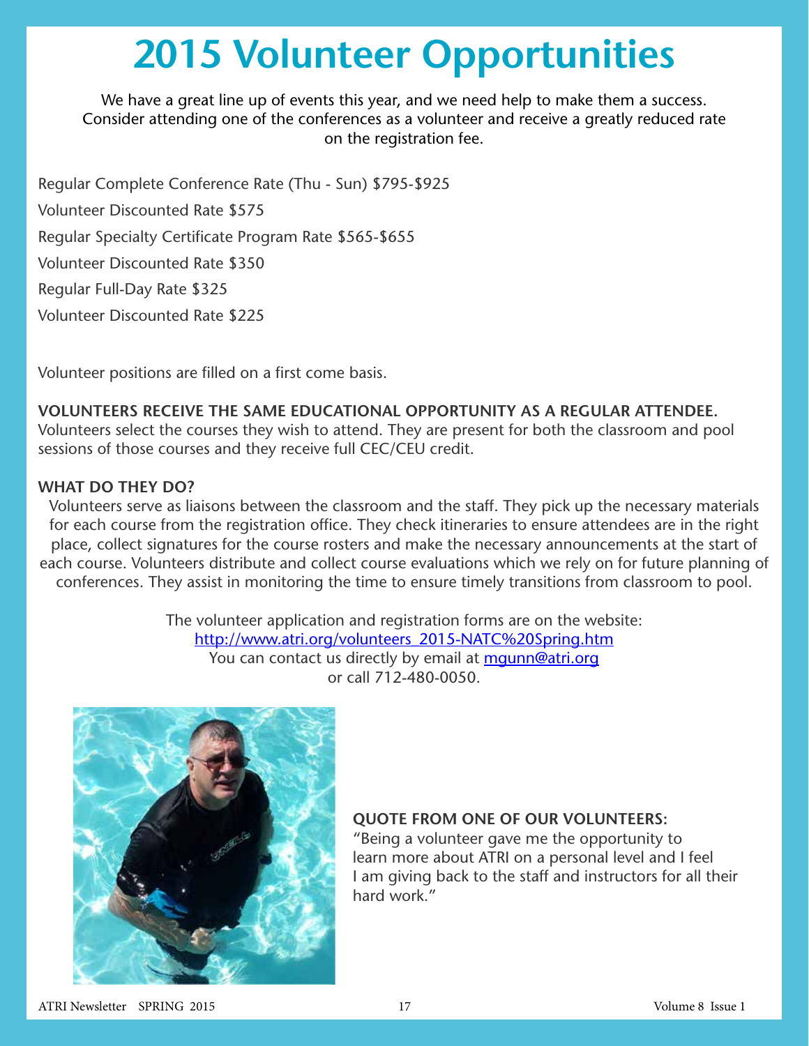# 2015 Volunteer Opportunities

We have a great line up of events this year, and we need help to make them a success. Consider attending one of the conferences as a volunteer and receive a greatly reduced rate on the registration fee.

Regular Complete Conference Rate (Thu - Sun) $795-$925

Volunteer Discounted Rate $575

Regular Specialty Certificate Program Rate $565-$655

Volunteer Discounted Rate $350

Regular Full-Day Rate $325

Volunteer Discounted Rate $225

Volunteer positions are filled on a first come basis.

**VOLUNTEERS RECEIVE THE SAME EDUCATIONAL OPPORTUNITY AS A REGULAR ATTENDEE.**
Volunteers select the courses they wish to attend. They are present for both the classroom and pool sessions of those courses and they receive full CEC/CEU credit.

**WHAT DO THEY DO?**
Volunteers serve as liaisons between the classroom and the staff. They pick up the necessary materials for each course from the registration office. They check itineraries to ensure attendees are in the right place, collect signatures for the course rosters and make the necessary announcements at the start of each course. Volunteers distribute and collect course evaluations which we rely on for future planning of conferences. They assist in monitoring the time to ensure timely transitions from classroom to pool.

The volunteer application and registration forms are on the website:
http://www.atri.org/volunteers_2015-NATC%20Spring.htm
You can contact us directly by email at mgunn@atri.org
or call 712-480-0050.

**QUOTE FROM ONE OF OUR VOLUNTEERS:**
"Being a volunteer gave me the opportunity to learn more about ATRI on a personal level and I feel I am giving back to the staff and instructors for all their hard work."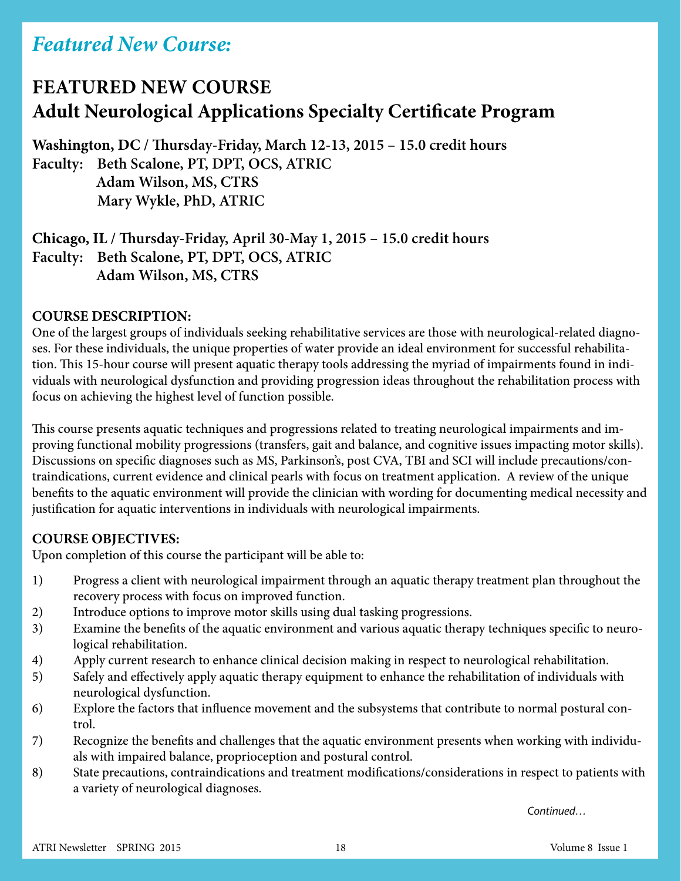*Featured New Course:*

# FEATURED NEW COURSE
## Adult Neurological Applications Specialty Certificate Program

**Washington, DC / Thursday-Friday, March 12-13, 2015 – 15.0 credit hours**
**Faculty: Beth Scalone, PT, DPT, OCS, ATRIC**
**Adam Wilson, MS, CTRS**
**Mary Wykle, PhD, ATRIC**

**Chicago, IL / Thursday-Friday, April 30-May 1, 2015 – 15.0 credit hours**
**Faculty: Beth Scalone, PT, DPT, OCS, ATRIC**
**Adam Wilson, MS, CTRS**

**COURSE DESCRIPTION:**
One of the largest groups of individuals seeking rehabilitative services are those with neurological-related diagnoses. For these individuals, the unique properties of water provide an ideal environment for successful rehabilitation. This 15-hour course will present aquatic therapy tools addressing the myriad of impairments found in individuals with neurological dysfunction and providing progression ideas throughout the rehabilitation process with focus on achieving the highest level of function possible.

This course presents aquatic techniques and progressions related to treating neurological impairments and improving functional mobility progressions (transfers, gait and balance, and cognitive issues impacting motor skills). Discussions on specific diagnoses such as MS, Parkinson's, post CVA, TBI and SCI will include precautions/contraindications, current evidence and clinical pearls with focus on treatment application. A review of the unique benefits to the aquatic environment will provide the clinician with wording for documenting medical necessity and justification for aquatic interventions in individuals with neurological impairments.

**COURSE OBJECTIVES:**
Upon completion of this course the participant will be able to:

1) Progress a client with neurological impairment through an aquatic therapy treatment plan throughout the recovery process with focus on improved function.
2) Introduce options to improve motor skills using dual tasking progressions.
3) Examine the benefits of the aquatic environment and various aquatic therapy techniques specific to neurological rehabilitation.
4) Apply current research to enhance clinical decision making in respect to neurological rehabilitation.
5) Safely and effectively apply aquatic therapy equipment to enhance the rehabilitation of individuals with neurological dysfunction.
6) Explore the factors that influence movement and the subsystems that contribute to normal postural control.
7) Recognize the benefits and challenges that the aquatic environment presents when working with individuals with impaired balance, proprioception and postural control.
8) State precautions, contraindications and treatment modifications/considerations in respect to patients with a variety of neurological diagnoses.

*Continued…*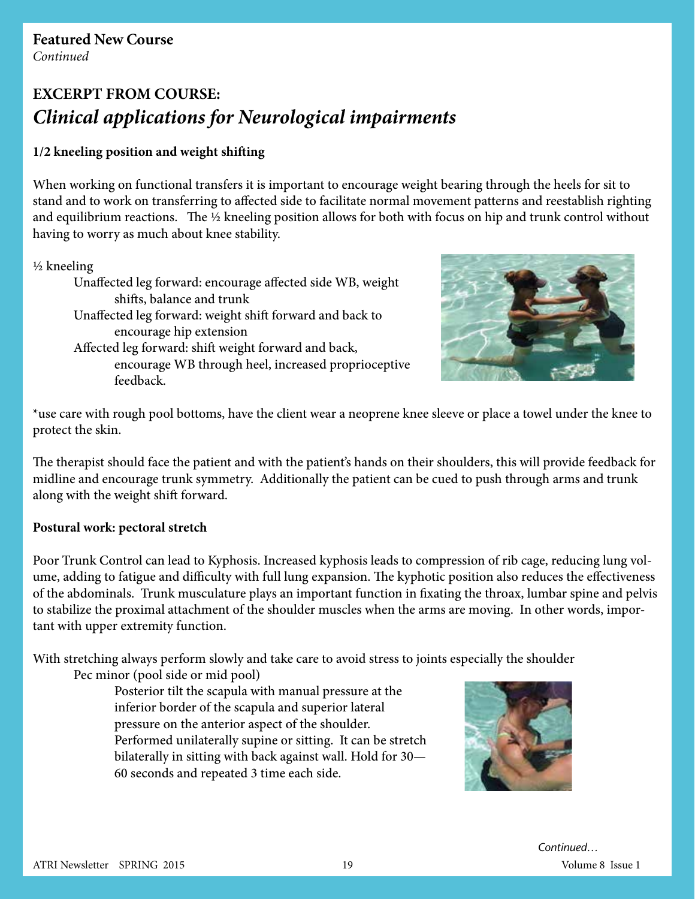**Featured New Course**
*Continued*

## EXCERPT FROM COURSE:
## *Clinical applications for Neurological impairments*

**1/2 kneeling position and weight shifting**

When working on functional transfers it is important to encourage weight bearing through the heels for sit to stand and to work on transferring to affected side to facilitate normal movement patterns and reestablish righting and equilibrium reactions. The ½ kneeling position allows for both with focus on hip and trunk control without having to worry as much about knee stability.

½ kneeling

- Unaffected leg forward: encourage affected side WB, weight shifts, balance and trunk
- Unaffected leg forward: weight shift forward and back to encourage hip extension
- Affected leg forward: shift weight forward and back, encourage WB through heel, increased proprioceptive feedback.

*use care with rough pool bottoms, have the client wear a neoprene knee sleeve or place a towel under the knee to protect the skin.

The therapist should face the patient and with the patient's hands on their shoulders, this will provide feedback for midline and encourage trunk symmetry. Additionally the patient can be cued to push through arms and trunk along with the weight shift forward.

**Postural work: pectoral stretch**

Poor Trunk Control can lead to Kyphosis. Increased kyphosis leads to compression of rib cage, reducing lung volume, adding to fatigue and difficulty with full lung expansion. The kyphotic position also reduces the effectiveness of the abdominals. Trunk musculature plays an important function in fixating the throax, lumbar spine and pelvis to stabilize the proximal attachment of the shoulder muscles when the arms are moving. In other words, important with upper extremity function.

With stretching always perform slowly and take care to avoid stress to joints especially the shoulder

Pec minor (pool side or mid pool)

Posterior tilt the scapula with manual pressure at the inferior border of the scapula and superior lateral pressure on the anterior aspect of the shoulder. Performed unilaterally supine or sitting. It can be stretch bilaterally in sitting with back against wall. Hold for 30—60 seconds and repeated 3 time each side.

*Continued…*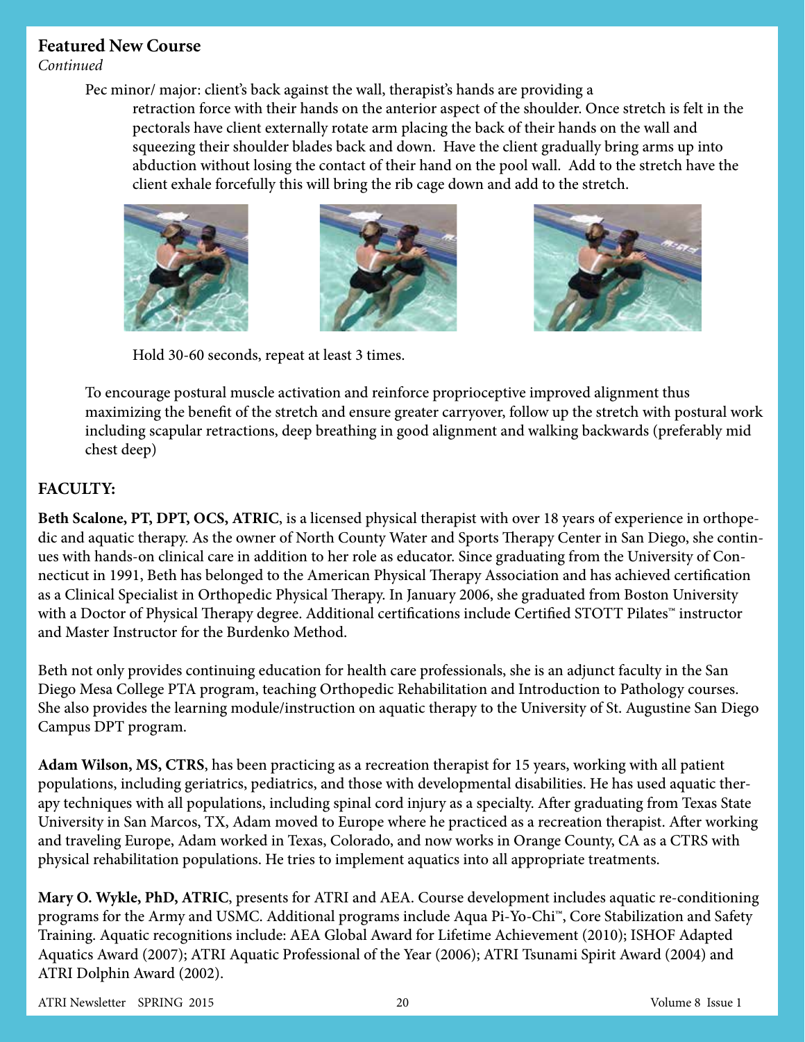**Featured New Course**

*Continued*

Pec minor/ major: client's back against the wall, therapist's hands are providing a retraction force with their hands on the anterior aspect of the shoulder. Once stretch is felt in the pectorals have client externally rotate arm placing the back of their hands on the wall and squeezing their shoulder blades back and down. Have the client gradually bring arms up into abduction without losing the contact of their hand on the pool wall. Add to the stretch have the client exhale forcefully this will bring the rib cage down and add to the stretch.

Hold 30-60 seconds, repeat at least 3 times.

To encourage postural muscle activation and reinforce proprioceptive improved alignment thus maximizing the benefit of the stretch and ensure greater carryover, follow up the stretch with postural work including scapular retractions, deep breathing in good alignment and walking backwards (preferably mid chest deep)

## FACULTY:

**Beth Scalone, PT, DPT, OCS, ATRIC**, is a licensed physical therapist with over 18 years of experience in orthopedic and aquatic therapy. As the owner of North County Water and Sports Therapy Center in San Diego, she continues with hands-on clinical care in addition to her role as educator. Since graduating from the University of Connecticut in 1991, Beth has belonged to the American Physical Therapy Association and has achieved certification as a Clinical Specialist in Orthopedic Physical Therapy. In January 2006, she graduated from Boston University with a Doctor of Physical Therapy degree. Additional certifications include Certified STOTT Pilates™ instructor and Master Instructor for the Burdenko Method.

Beth not only provides continuing education for health care professionals, she is an adjunct faculty in the San Diego Mesa College PTA program, teaching Orthopedic Rehabilitation and Introduction to Pathology courses. She also provides the learning module/instruction on aquatic therapy to the University of St. Augustine San Diego Campus DPT program.

**Adam Wilson, MS, CTRS**, has been practicing as a recreation therapist for 15 years, working with all patient populations, including geriatrics, pediatrics, and those with developmental disabilities. He has used aquatic therapy techniques with all populations, including spinal cord injury as a specialty. After graduating from Texas State University in San Marcos, TX, Adam moved to Europe where he practiced as a recreation therapist. After working and traveling Europe, Adam worked in Texas, Colorado, and now works in Orange County, CA as a CTRS with physical rehabilitation populations. He tries to implement aquatics into all appropriate treatments.

**Mary O. Wykle, PhD, ATRIC**, presents for ATRI and AEA. Course development includes aquatic re-conditioning programs for the Army and USMC. Additional programs include Aqua Pi-Yo-Chi™, Core Stabilization and Safety Training. Aquatic recognitions include: AEA Global Award for Lifetime Achievement (2010); ISHOF Adapted Aquatics Award (2007); ATRI Aquatic Professional of the Year (2006); ATRI Tsunami Spirit Award (2004) and ATRI Dolphin Award (2002).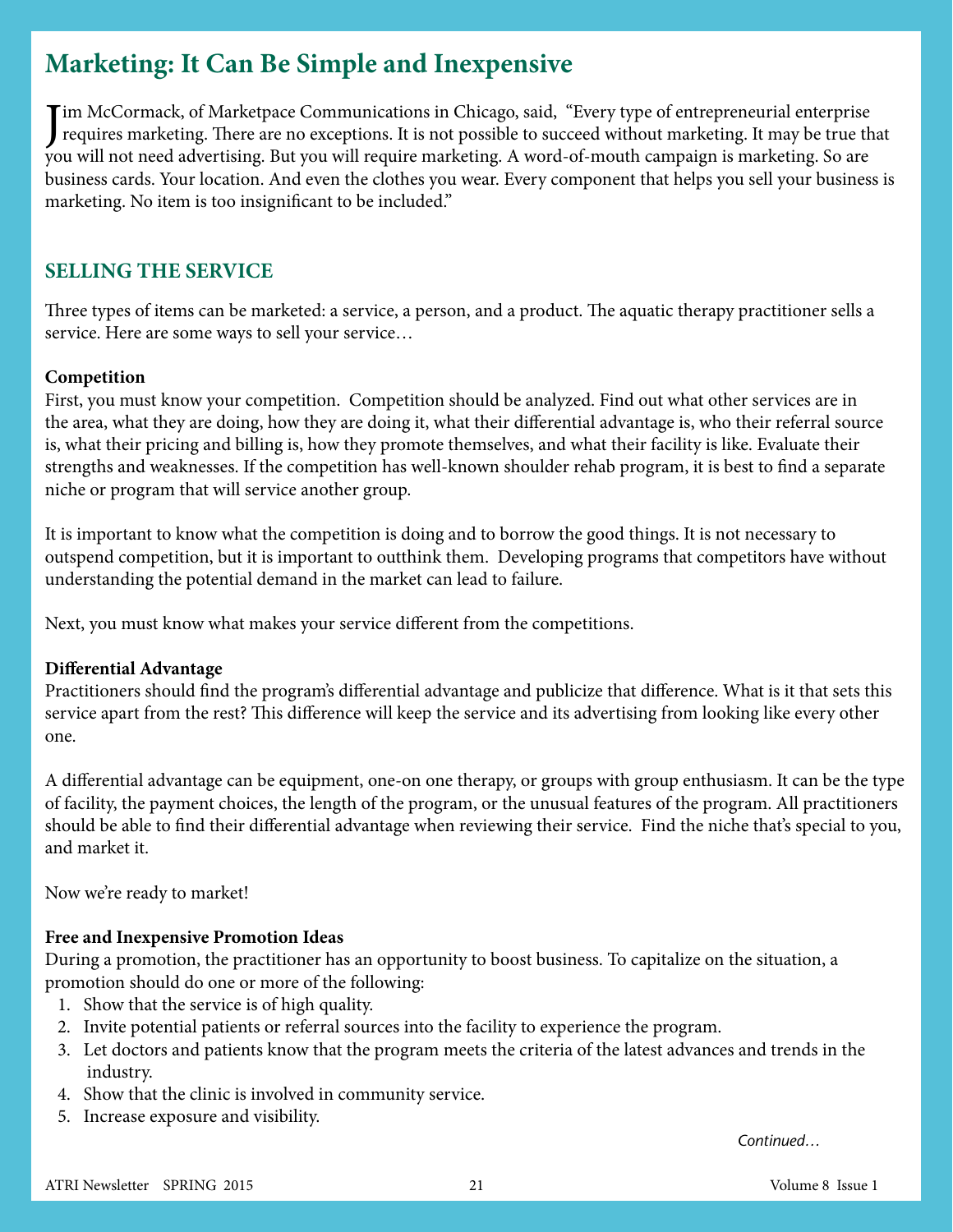# Marketing: It Can Be Simple and Inexpensive

Jim McCormack, of Marketpace Communications in Chicago, said, "Every type of entrepreneurial enterprise requires marketing. There are no exceptions. It is not possible to succeed without marketing. It may be true that you will not need advertising. But you will require marketing. A word-of-mouth campaign is marketing. So are business cards. Your location. And even the clothes you wear. Every component that helps you sell your business is marketing. No item is too insignificant to be included."

## SELLING THE SERVICE

Three types of items can be marketed: a service, a person, and a product. The aquatic therapy practitioner sells a service. Here are some ways to sell your service…

**Competition**

First, you must know your competition. Competition should be analyzed. Find out what other services are in the area, what they are doing, how they are doing it, what their differential advantage is, who their referral source is, what their pricing and billing is, how they promote themselves, and what their facility is like. Evaluate their strengths and weaknesses. If the competition has well-known shoulder rehab program, it is best to find a separate niche or program that will service another group.

It is important to know what the competition is doing and to borrow the good things. It is not necessary to outspend competition, but it is important to outthink them. Developing programs that competitors have without understanding the potential demand in the market can lead to failure.

Next, you must know what makes your service different from the competitions.

**Differential Advantage**

Practitioners should find the program's differential advantage and publicize that difference. What is it that sets this service apart from the rest? This difference will keep the service and its advertising from looking like every other one.

A differential advantage can be equipment, one-on one therapy, or groups with group enthusiasm. It can be the type of facility, the payment choices, the length of the program, or the unusual features of the program. All practitioners should be able to find their differential advantage when reviewing their service. Find the niche that's special to you, and market it.

Now we're ready to market!

**Free and Inexpensive Promotion Ideas**

During a promotion, the practitioner has an opportunity to boost business. To capitalize on the situation, a promotion should do one or more of the following:

1. Show that the service is of high quality.
2. Invite potential patients or referral sources into the facility to experience the program.
3. Let doctors and patients know that the program meets the criteria of the latest advances and trends in the industry.
4. Show that the clinic is involved in community service.
5. Increase exposure and visibility.

*Continued…*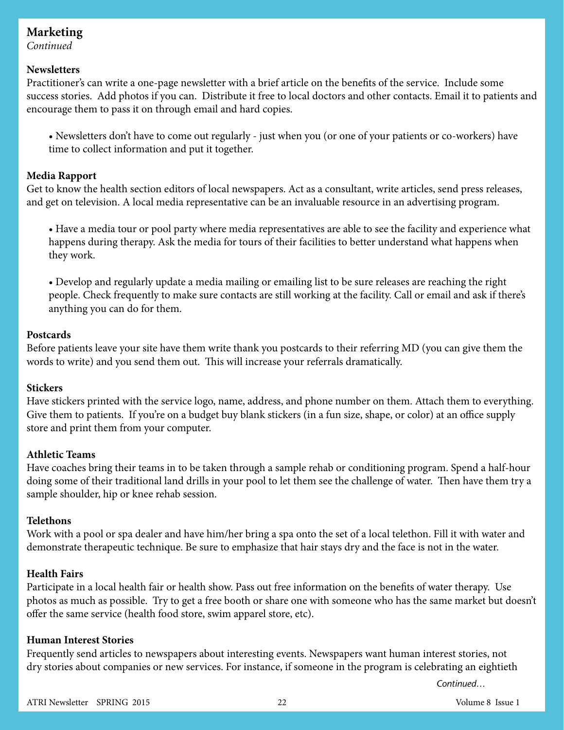## Marketing

*Continued*

### Newsletters

Practitioner's can write a one-page newsletter with a brief article on the benefits of the service. Include some success stories. Add photos if you can. Distribute it free to local doctors and other contacts. Email it to patients and encourage them to pass it on through email and hard copies.

- Newsletters don't have to come out regularly - just when you (or one of your patients or co-workers) have time to collect information and put it together.

### Media Rapport

Get to know the health section editors of local newspapers. Act as a consultant, write articles, send press releases, and get on television. A local media representative can be an invaluable resource in an advertising program.

- Have a media tour or pool party where media representatives are able to see the facility and experience what happens during therapy. Ask the media for tours of their facilities to better understand what happens when they work.
- Develop and regularly update a media mailing or emailing list to be sure releases are reaching the right people. Check frequently to make sure contacts are still working at the facility. Call or email and ask if there's anything you can do for them.

### Postcards

Before patients leave your site have them write thank you postcards to their referring MD (you can give them the words to write) and you send them out. This will increase your referrals dramatically.

### Stickers

Have stickers printed with the service logo, name, address, and phone number on them. Attach them to everything. Give them to patients. If you're on a budget buy blank stickers (in a fun size, shape, or color) at an office supply store and print them from your computer.

### Athletic Teams

Have coaches bring their teams in to be taken through a sample rehab or conditioning program. Spend a half-hour doing some of their traditional land drills in your pool to let them see the challenge of water. Then have them try a sample shoulder, hip or knee rehab session.

### Telethons

Work with a pool or spa dealer and have him/her bring a spa onto the set of a local telethon. Fill it with water and demonstrate therapeutic technique. Be sure to emphasize that hair stays dry and the face is not in the water.

### Health Fairs

Participate in a local health fair or health show. Pass out free information on the benefits of water therapy. Use photos as much as possible. Try to get a free booth or share one with someone who has the same market but doesn't offer the same service (health food store, swim apparel store, etc).

### Human Interest Stories

Frequently send articles to newspapers about interesting events. Newspapers want human interest stories, not dry stories about companies or new services. For instance, if someone in the program is celebrating an eightieth

*Continued…*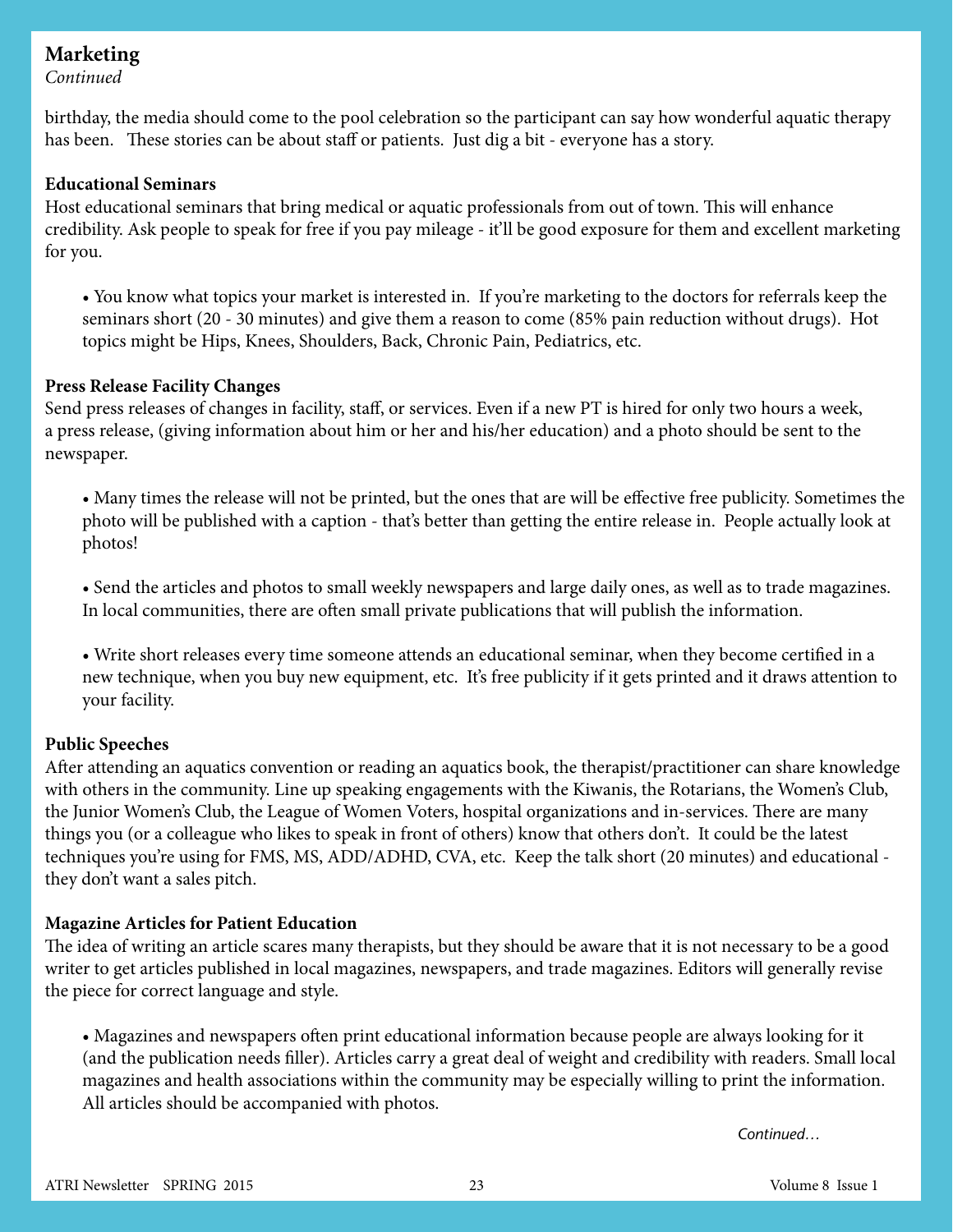## Marketing

*Continued*

birthday, the media should come to the pool celebration so the participant can say how wonderful aquatic therapy has been. These stories can be about staff or patients. Just dig a bit - everyone has a story.

**Educational Seminars**

Host educational seminars that bring medical or aquatic professionals from out of town. This will enhance credibility. Ask people to speak for free if you pay mileage - it'll be good exposure for them and excellent marketing for you.

- You know what topics your market is interested in. If you're marketing to the doctors for referrals keep the seminars short (20 - 30 minutes) and give them a reason to come (85% pain reduction without drugs). Hot topics might be Hips, Knees, Shoulders, Back, Chronic Pain, Pediatrics, etc.

**Press Release Facility Changes**

Send press releases of changes in facility, staff, or services. Even if a new PT is hired for only two hours a week, a press release, (giving information about him or her and his/her education) and a photo should be sent to the newspaper.

- Many times the release will not be printed, but the ones that are will be effective free publicity. Sometimes the photo will be published with a caption - that's better than getting the entire release in. People actually look at photos!

- Send the articles and photos to small weekly newspapers and large daily ones, as well as to trade magazines. In local communities, there are often small private publications that will publish the information.

- Write short releases every time someone attends an educational seminar, when they become certified in a new technique, when you buy new equipment, etc. It's free publicity if it gets printed and it draws attention to your facility.

**Public Speeches**

After attending an aquatics convention or reading an aquatics book, the therapist/practitioner can share knowledge with others in the community. Line up speaking engagements with the Kiwanis, the Rotarians, the Women's Club, the Junior Women's Club, the League of Women Voters, hospital organizations and in-services. There are many things you (or a colleague who likes to speak in front of others) know that others don't. It could be the latest techniques you're using for FMS, MS, ADD/ADHD, CVA, etc. Keep the talk short (20 minutes) and educational - they don't want a sales pitch.

**Magazine Articles for Patient Education**

The idea of writing an article scares many therapists, but they should be aware that it is not necessary to be a good writer to get articles published in local magazines, newspapers, and trade magazines. Editors will generally revise the piece for correct language and style.

- Magazines and newspapers often print educational information because people are always looking for it (and the publication needs filler). Articles carry a great deal of weight and credibility with readers. Small local magazines and health associations within the community may be especially willing to print the information. All articles should be accompanied with photos.

*Continued…*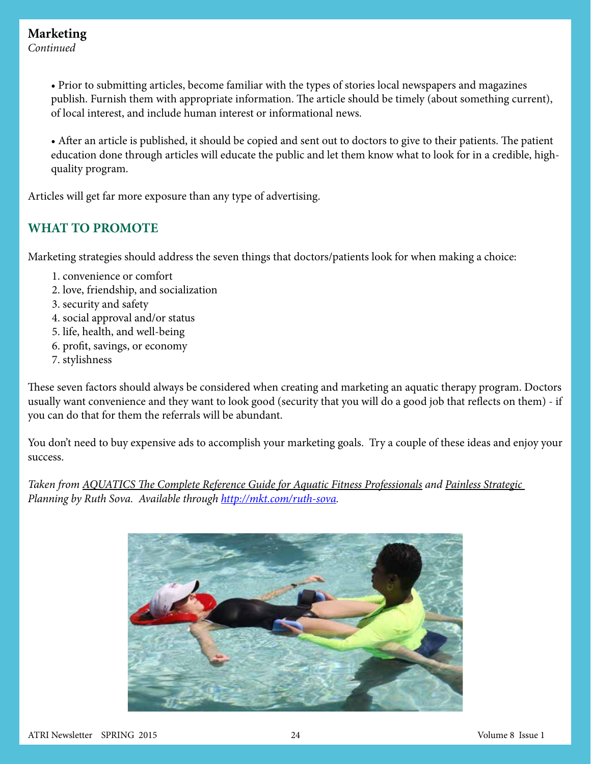**Marketing**
*Continued*

- Prior to submitting articles, become familiar with the types of stories local newspapers and magazines publish. Furnish them with appropriate information. The article should be timely (about something current), of local interest, and include human interest or informational news.

- After an article is published, it should be copied and sent out to doctors to give to their patients. The patient education done through articles will educate the public and let them know what to look for in a credible, high-quality program.

Articles will get far more exposure than any type of advertising.

## WHAT TO PROMOTE

Marketing strategies should address the seven things that doctors/patients look for when making a choice:

1. convenience or comfort
2. love, friendship, and socialization
3. security and safety
4. social approval and/or status
5. life, health, and well-being
6. profit, savings, or economy
7. stylishness

These seven factors should always be considered when creating and marketing an aquatic therapy program. Doctors usually want convenience and they want to look good (security that you will do a good job that reflects on them) - if you can do that for them the referrals will be abundant.

You don't need to buy expensive ads to accomplish your marketing goals. Try a couple of these ideas and enjoy your success.

*Taken from AQUATICS The Complete Reference Guide for Aquatic Fitness Professionals and Painless Strategic Planning by Ruth Sova. Available through http://mkt.com/ruth-sova.*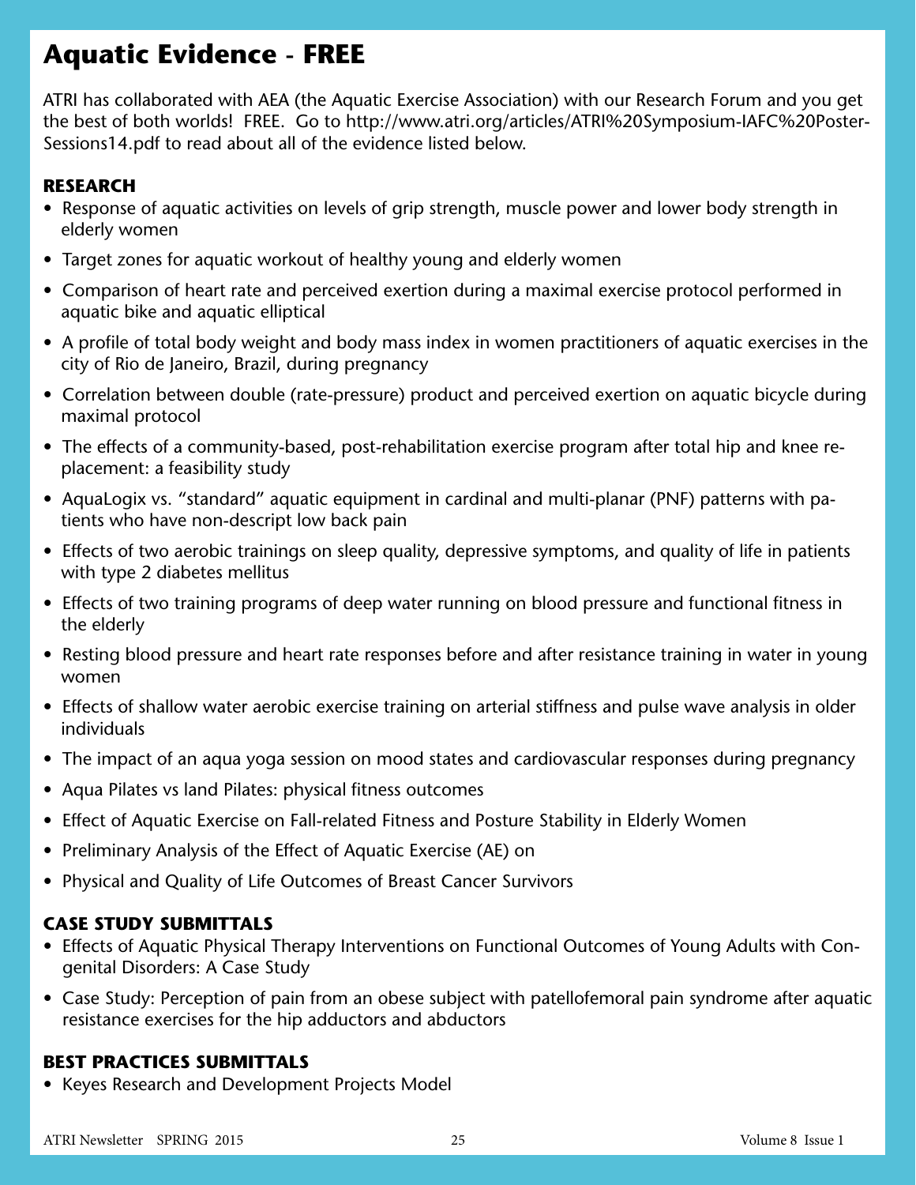# Aquatic Evidence - FREE

ATRI has collaborated with AEA (the Aquatic Exercise Association) with our Research Forum and you get the best of both worlds! FREE. Go to http://www.atri.org/articles/ATRI%20Symposium-IAFC%20Poster-Sessions14.pdf to read about all of the evidence listed below.

### RESEARCH

- Response of aquatic activities on levels of grip strength, muscle power and lower body strength in elderly women
- Target zones for aquatic workout of healthy young and elderly women
- Comparison of heart rate and perceived exertion during a maximal exercise protocol performed in aquatic bike and aquatic elliptical
- A profile of total body weight and body mass index in women practitioners of aquatic exercises in the city of Rio de Janeiro, Brazil, during pregnancy
- Correlation between double (rate-pressure) product and perceived exertion on aquatic bicycle during maximal protocol
- The effects of a community-based, post-rehabilitation exercise program after total hip and knee replacement: a feasibility study
- AquaLogix vs. "standard" aquatic equipment in cardinal and multi-planar (PNF) patterns with patients who have non-descript low back pain
- Effects of two aerobic trainings on sleep quality, depressive symptoms, and quality of life in patients with type 2 diabetes mellitus
- Effects of two training programs of deep water running on blood pressure and functional fitness in the elderly
- Resting blood pressure and heart rate responses before and after resistance training in water in young women
- Effects of shallow water aerobic exercise training on arterial stiffness and pulse wave analysis in older individuals
- The impact of an aqua yoga session on mood states and cardiovascular responses during pregnancy
- Aqua Pilates vs land Pilates: physical fitness outcomes
- Effect of Aquatic Exercise on Fall-related Fitness and Posture Stability in Elderly Women
- Preliminary Analysis of the Effect of Aquatic Exercise (AE) on
- Physical and Quality of Life Outcomes of Breast Cancer Survivors

### CASE STUDY SUBMITTALS

- Effects of Aquatic Physical Therapy Interventions on Functional Outcomes of Young Adults with Congenital Disorders: A Case Study
- Case Study: Perception of pain from an obese subject with patellofemoral pain syndrome after aquatic resistance exercises for the hip adductors and abductors

### BEST PRACTICES SUBMITTALS

- Keyes Research and Development Projects Model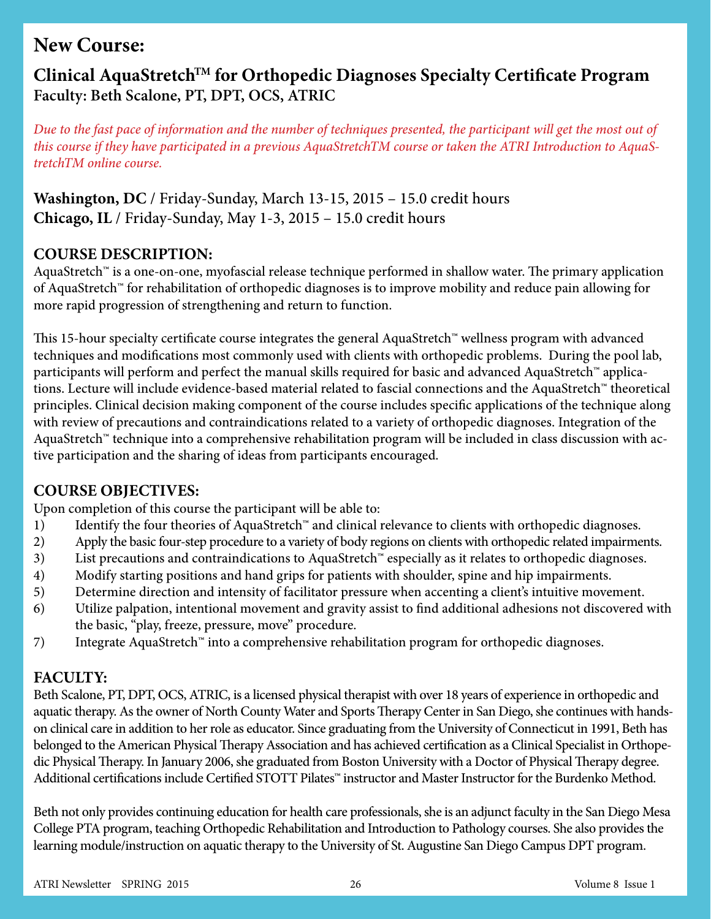## New Course:

### Clinical AquaStretch™ for Orthopedic Diagnoses Specialty Certificate Program

**Faculty: Beth Scalone, PT, DPT, OCS, ATRIC**

*Due to the fast pace of information and the number of techniques presented, the participant will get the most out of this course if they have participated in a previous AquaStretchTM course or taken the ATRI Introduction to AquaStretchTM online course.*

**Washington, DC** / Friday-Sunday, March 13-15, 2015 – 15.0 credit hours
**Chicago, IL** / Friday-Sunday, May 1-3, 2015 – 15.0 credit hours

### COURSE DESCRIPTION:

AquaStretch™ is a one-on-one, myofascial release technique performed in shallow water. The primary application of AquaStretch™ for rehabilitation of orthopedic diagnoses is to improve mobility and reduce pain allowing for more rapid progression of strengthening and return to function.

This 15-hour specialty certificate course integrates the general AquaStretch™ wellness program with advanced techniques and modifications most commonly used with clients with orthopedic problems. During the pool lab, participants will perform and perfect the manual skills required for basic and advanced AquaStretch™ applications. Lecture will include evidence-based material related to fascial connections and the AquaStretch™ theoretical principles. Clinical decision making component of the course includes specific applications of the technique along with review of precautions and contraindications related to a variety of orthopedic diagnoses. Integration of the AquaStretch™ technique into a comprehensive rehabilitation program will be included in class discussion with active participation and the sharing of ideas from participants encouraged.

### COURSE OBJECTIVES:

Upon completion of this course the participant will be able to:

1) Identify the four theories of AquaStretch™ and clinical relevance to clients with orthopedic diagnoses.
2) Apply the basic four-step procedure to a variety of body regions on clients with orthopedic related impairments.
3) List precautions and contraindications to AquaStretch™ especially as it relates to orthopedic diagnoses.
4) Modify starting positions and hand grips for patients with shoulder, spine and hip impairments.
5) Determine direction and intensity of facilitator pressure when accenting a client's intuitive movement.
6) Utilize palpation, intentional movement and gravity assist to find additional adhesions not discovered with the basic, "play, freeze, pressure, move" procedure.
7) Integrate AquaStretch™ into a comprehensive rehabilitation program for orthopedic diagnoses.

### FACULTY:

Beth Scalone, PT, DPT, OCS, ATRIC, is a licensed physical therapist with over 18 years of experience in orthopedic and aquatic therapy. As the owner of North County Water and Sports Therapy Center in San Diego, she continues with hands-on clinical care in addition to her role as educator. Since graduating from the University of Connecticut in 1991, Beth has belonged to the American Physical Therapy Association and has achieved certification as a Clinical Specialist in Orthopedic Physical Therapy. In January 2006, she graduated from Boston University with a Doctor of Physical Therapy degree. Additional certifications include Certified STOTT Pilates™ instructor and Master Instructor for the Burdenko Method.

Beth not only provides continuing education for health care professionals, she is an adjunct faculty in the San Diego Mesa College PTA program, teaching Orthopedic Rehabilitation and Introduction to Pathology courses. She also provides the learning module/instruction on aquatic therapy to the University of St. Augustine San Diego Campus DPT program.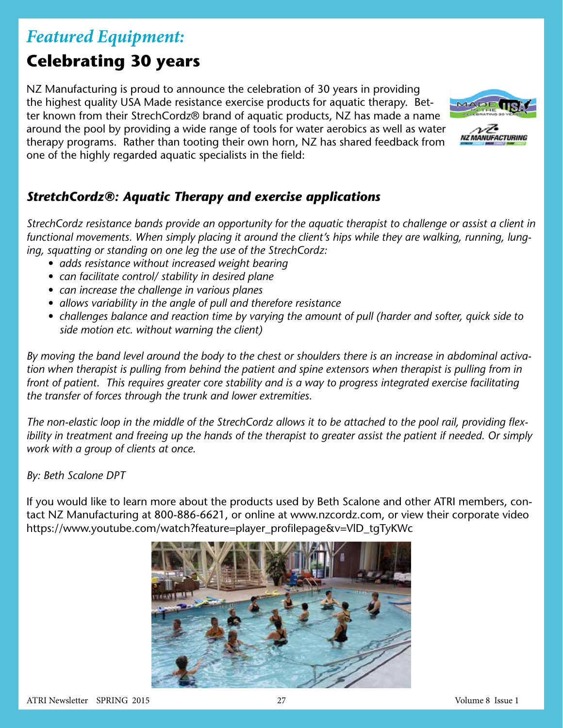## *Featured Equipment:*

# Celebrating 30 years

NZ Manufacturing is proud to announce the celebration of 30 years in providing the highest quality USA Made resistance exercise products for aquatic therapy. Better known from their StrechCordz® brand of aquatic products, NZ has made a name around the pool by providing a wide range of tools for water aerobics as well as water therapy programs. Rather than tooting their own horn, NZ has shared feedback from one of the highly regarded aquatic specialists in the field:

### *StretchCordz®: Aquatic Therapy and exercise applications*

*StrechCordz resistance bands provide an opportunity for the aquatic therapist to challenge or assist a client in functional movements. When simply placing it around the client's hips while they are walking, running, lunging, squatting or standing on one leg the use of the StrechCordz:*

- *adds resistance without increased weight bearing*
- *can facilitate control/ stability in desired plane*
- *can increase the challenge in various planes*
- *allows variability in the angle of pull and therefore resistance*
- *challenges balance and reaction time by varying the amount of pull (harder and softer, quick side to side motion etc. without warning the client)*

*By moving the band level around the body to the chest or shoulders there is an increase in abdominal activation when therapist is pulling from behind the patient and spine extensors when therapist is pulling from in front of patient. This requires greater core stability and is a way to progress integrated exercise facilitating the transfer of forces through the trunk and lower extremities.*

*The non-elastic loop in the middle of the StrechCordz allows it to be attached to the pool rail, providing flexibility in treatment and freeing up the hands of the therapist to greater assist the patient if needed. Or simply work with a group of clients at once.*

*By: Beth Scalone DPT*

If you would like to learn more about the products used by Beth Scalone and other ATRI members, contact NZ Manufacturing at 800-886-6621, or online at www.nzcordz.com, or view their corporate video https://www.youtube.com/watch?feature=player_profilepage&v=VlD_tgTyKWc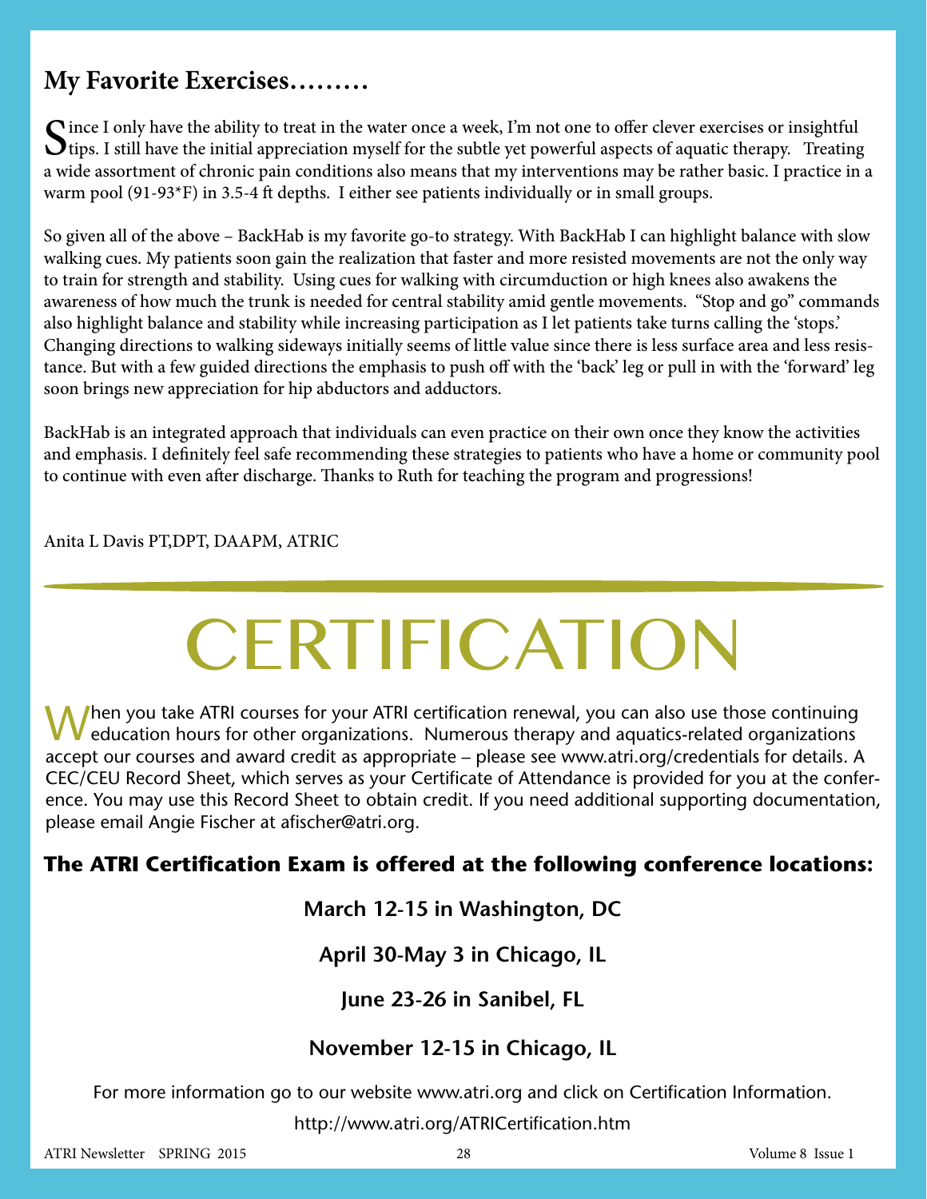## My Favorite Exercises………

Since I only have the ability to treat in the water once a week, I'm not one to offer clever exercises or insightful tips. I still have the initial appreciation myself for the subtle yet powerful aspects of aquatic therapy. Treating a wide assortment of chronic pain conditions also means that my interventions may be rather basic. I practice in a warm pool (91-93*F) in 3.5-4 ft depths. I either see patients individually or in small groups.

So given all of the above – BackHab is my favorite go-to strategy. With BackHab I can highlight balance with slow walking cues. My patients soon gain the realization that faster and more resisted movements are not the only way to train for strength and stability. Using cues for walking with circumduction or high knees also awakens the awareness of how much the trunk is needed for central stability amid gentle movements. "Stop and go" commands also highlight balance and stability while increasing participation as I let patients take turns calling the 'stops.' Changing directions to walking sideways initially seems of little value since there is less surface area and less resistance. But with a few guided directions the emphasis to push off with the 'back' leg or pull in with the 'forward' leg soon brings new appreciation for hip abductors and adductors.

BackHab is an integrated approach that individuals can even practice on their own once they know the activities and emphasis. I definitely feel safe recommending these strategies to patients who have a home or community pool to continue with even after discharge. Thanks to Ruth for teaching the program and progressions!

Anita L Davis PT,DPT, DAAPM, ATRIC

# CERTIFICATION

When you take ATRI courses for your ATRI certification renewal, you can also use those continuing education hours for other organizations. Numerous therapy and aquatics-related organizations accept our courses and award credit as appropriate – please see www.atri.org/credentials for details. A CEC/CEU Record Sheet, which serves as your Certificate of Attendance is provided for you at the conference. You may use this Record Sheet to obtain credit. If you need additional supporting documentation, please email Angie Fischer at afischer@atri.org.

### The ATRI Certification Exam is offered at the following conference locations:

**March 12-15 in Washington, DC**

**April 30-May 3 in Chicago, IL**

**June 23-26 in Sanibel, FL**

**November 12-15 in Chicago, IL**

For more information go to our website www.atri.org and click on Certification Information.

http://www.atri.org/ATRICertification.htm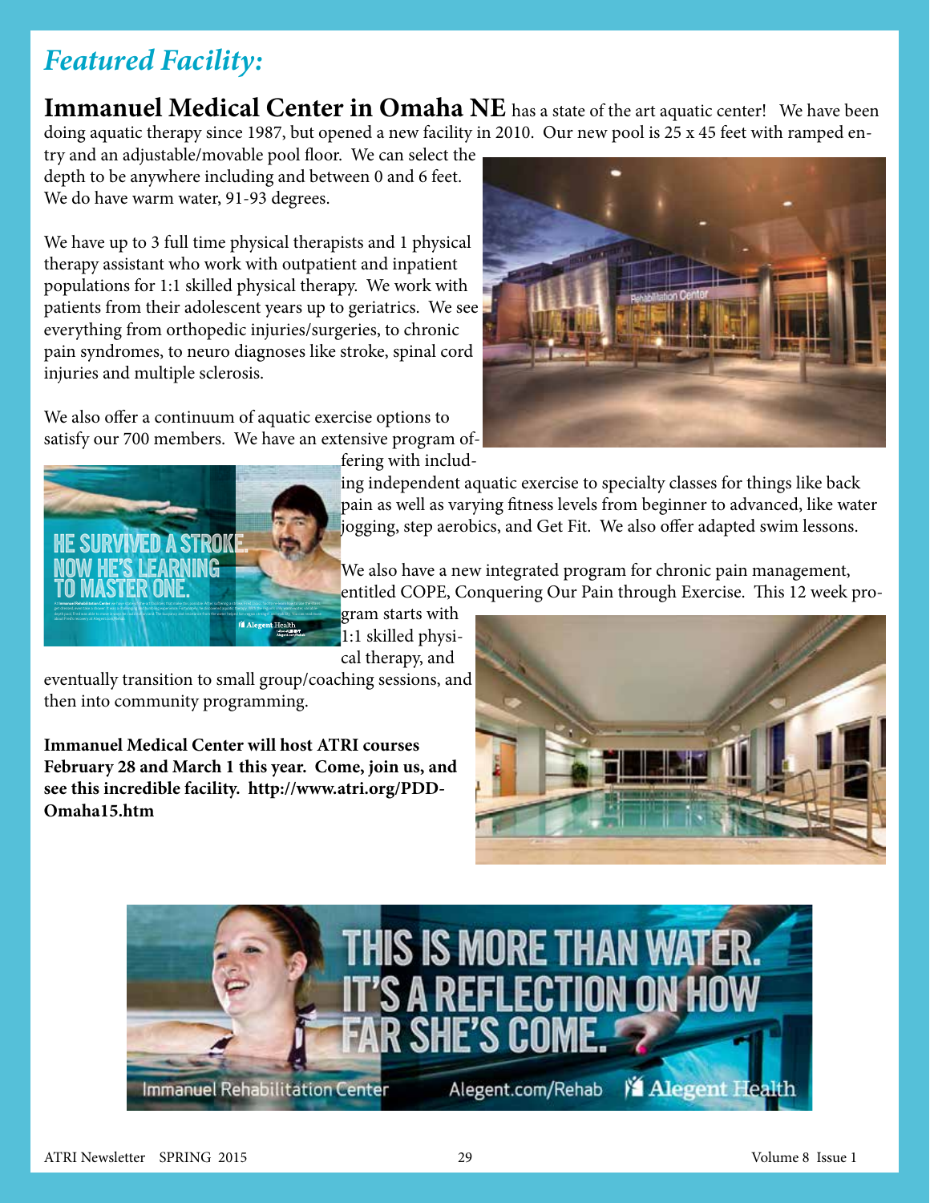## *Featured Facility:*

**Immanuel Medical Center in Omaha NE** has a state of the art aquatic center! We have been doing aquatic therapy since 1987, but opened a new facility in 2010. Our new pool is 25 x 45 feet with ramped entry and an adjustable/movable pool floor. We can select the depth to be anywhere including and between 0 and 6 feet. We do have warm water, 91-93 degrees.

We have up to 3 full time physical therapists and 1 physical therapy assistant who work with outpatient and inpatient populations for 1:1 skilled physical therapy. We work with patients from their adolescent years up to geriatrics. We see everything from orthopedic injuries/surgeries, to chronic pain syndromes, to neuro diagnoses like stroke, spinal cord injuries and multiple sclerosis.

We also offer a continuum of aquatic exercise options to satisfy our 700 members. We have an extensive program offering with including independent aquatic exercise to specialty classes for things like back pain as well as varying fitness levels from beginner to advanced, like water jogging, step aerobics, and Get Fit. We also offer adapted swim lessons.

We also have a new integrated program for chronic pain management, entitled COPE, Conquering Our Pain through Exercise. This 12 week program starts with 1:1 skilled physical therapy, and eventually transition to small group/coaching sessions, and then into community programming.

**Immanuel Medical Center will host ATRI courses February 28 and March 1 this year. Come, join us, and see this incredible facility. http://www.atri.org/PDD-Omaha15.htm**

HE SURVIVED A STROKE. NOW HE'S LEARNING TO MASTER ONE.

Alegent Health

THIS IS MORE THAN WATER. IT'S A REFLECTION ON HOW FAR SHE'S COME.

Immanuel Rehabilitation Center Alegent.com/Rehab Alegent Health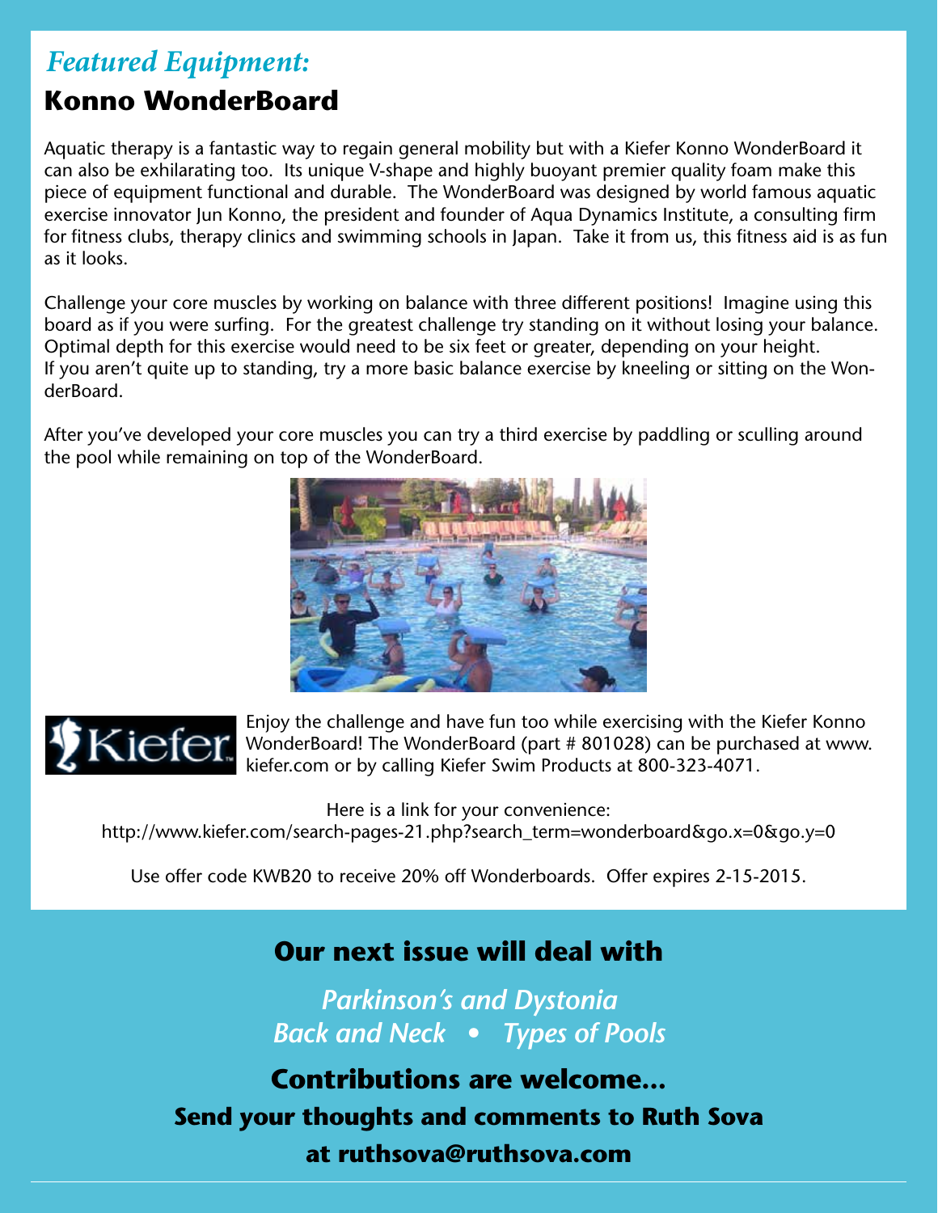## *Featured Equipment:*

# Konno WonderBoard

Aquatic therapy is a fantastic way to regain general mobility but with a Kiefer Konno WonderBoard it can also be exhilarating too. Its unique V-shape and highly buoyant premier quality foam make this piece of equipment functional and durable. The WonderBoard was designed by world famous aquatic exercise innovator Jun Konno, the president and founder of Aqua Dynamics Institute, a consulting firm for fitness clubs, therapy clinics and swimming schools in Japan. Take it from us, this fitness aid is as fun as it looks.

Challenge your core muscles by working on balance with three different positions! Imagine using this board as if you were surfing. For the greatest challenge try standing on it without losing your balance. Optimal depth for this exercise would need to be six feet or greater, depending on your height. If you aren't quite up to standing, try a more basic balance exercise by kneeling or sitting on the WonderBoard.

After you've developed your core muscles you can try a third exercise by paddling or sculling around the pool while remaining on top of the WonderBoard.

Kiefer

Enjoy the challenge and have fun too while exercising with the Kiefer Konno WonderBoard! The WonderBoard (part # 801028) can be purchased at www.kiefer.com or by calling Kiefer Swim Products at 800-323-4071.

Here is a link for your convenience:
http://www.kiefer.com/search-pages-21.php?search_term=wonderboard&go.x=0&go.y=0

Use offer code KWB20 to receive 20% off Wonderboards. Offer expires 2-15-2015.

## Our next issue will deal with

*Parkinson's and Dystonia*
*Back and Neck • Types of Pools*

**Contributions are welcome…**
**Send your thoughts and comments to Ruth Sova at ruthsova@ruthsova.com**